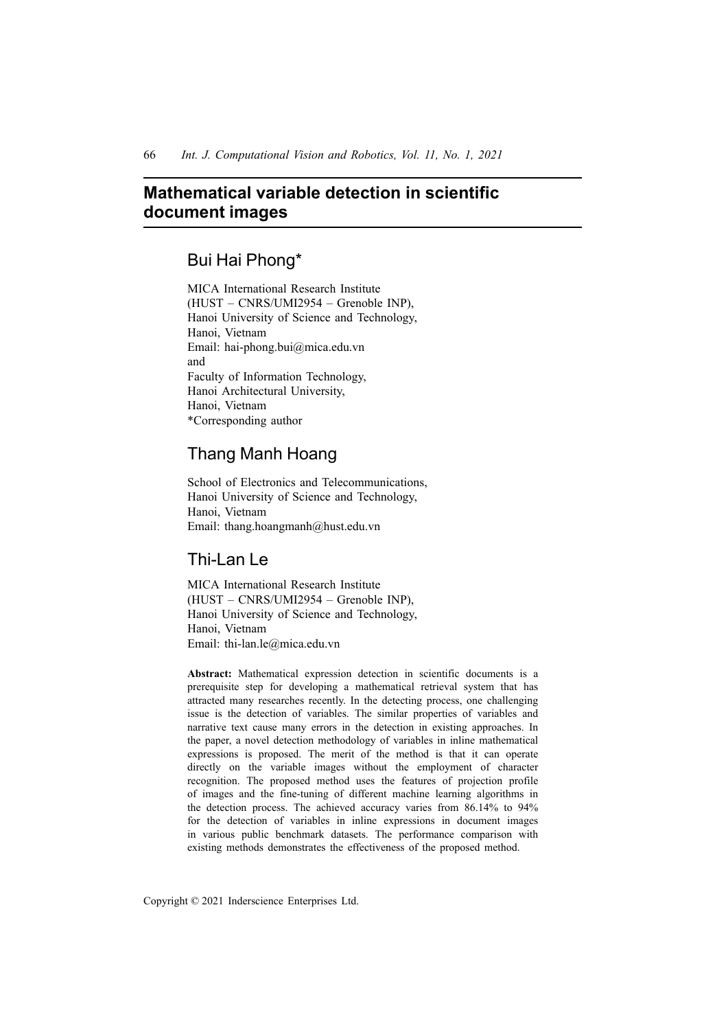# Mathematical variable detection in scientific document images

## Bui Hai Phong*

MICA International Research Institute
(HUST – CNRS/UMI2954 – Grenoble INP),
Hanoi University of Science and Technology,
Hanoi, Vietnam
Email: hai-phong.bui@mica.edu.vn
and
Faculty of Information Technology,
Hanoi Architectural University,
Hanoi, Vietnam
*Corresponding author

## Thang Manh Hoang

School of Electronics and Telecommunications,
Hanoi University of Science and Technology,
Hanoi, Vietnam
Email: thang.hoangmanh@hust.edu.vn

## Thi-Lan Le

MICA International Research Institute
(HUST – CNRS/UMI2954 – Grenoble INP),
Hanoi University of Science and Technology,
Hanoi, Vietnam
Email: thi-lan.le@mica.edu.vn

**Abstract:** Mathematical expression detection in scientific documents is a prerequisite step for developing a mathematical retrieval system that has attracted many researches recently. In the detecting process, one challenging issue is the detection of variables. The similar properties of variables and narrative text cause many errors in the detection in existing approaches. In the paper, a novel detection methodology of variables in inline mathematical expressions is proposed. The merit of the method is that it can operate directly on the variable images without the employment of character recognition. The proposed method uses the features of projection profile of images and the fine-tuning of different machine learning algorithms in the detection process. The achieved accuracy varies from 86.14% to 94% for the detection of variables in inline expressions in document images in various public benchmark datasets. The performance comparison with existing methods demonstrates the effectiveness of the proposed method.

Copyright © 2021 Inderscience Enterprises Ltd.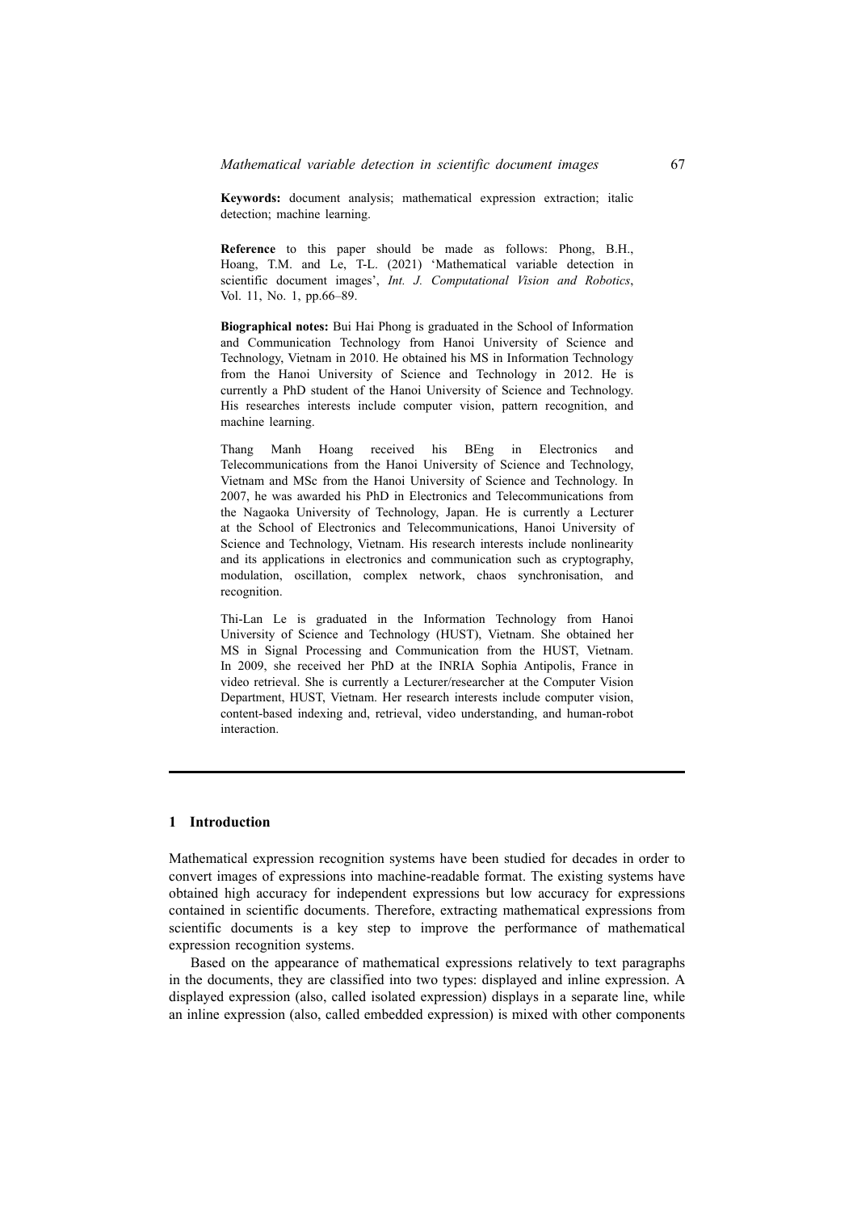**Keywords:** document analysis; mathematical expression extraction; italic detection; machine learning.

**Reference** to this paper should be made as follows: Phong, B.H., Hoang, T.M. and Le, T-L. (2021) 'Mathematical variable detection in scientific document images', *Int. J. Computational Vision and Robotics*, Vol. 11, No. 1, pp.66–89.

**Biographical notes:** Bui Hai Phong is graduated in the School of Information and Communication Technology from Hanoi University of Science and Technology, Vietnam in 2010. He obtained his MS in Information Technology from the Hanoi University of Science and Technology in 2012. He is currently a PhD student of the Hanoi University of Science and Technology. His researches interests include computer vision, pattern recognition, and machine learning.

Thang Manh Hoang received his BEng in Electronics and Telecommunications from the Hanoi University of Science and Technology, Vietnam and MSc from the Hanoi University of Science and Technology. In 2007, he was awarded his PhD in Electronics and Telecommunications from the Nagaoka University of Technology, Japan. He is currently a Lecturer at the School of Electronics and Telecommunications, Hanoi University of Science and Technology, Vietnam. His research interests include nonlinearity and its applications in electronics and communication such as cryptography, modulation, oscillation, complex network, chaos synchronisation, and recognition.

Thi-Lan Le is graduated in the Information Technology from Hanoi University of Science and Technology (HUST), Vietnam. She obtained her MS in Signal Processing and Communication from the HUST, Vietnam. In 2009, she received her PhD at the INRIA Sophia Antipolis, France in video retrieval. She is currently a Lecturer/researcher at the Computer Vision Department, HUST, Vietnam. Her research interests include computer vision, content-based indexing and, retrieval, video understanding, and human-robot interaction.

## 1 Introduction

Mathematical expression recognition systems have been studied for decades in order to convert images of expressions into machine-readable format. The existing systems have obtained high accuracy for independent expressions but low accuracy for expressions contained in scientific documents. Therefore, extracting mathematical expressions from scientific documents is a key step to improve the performance of mathematical expression recognition systems.

Based on the appearance of mathematical expressions relatively to text paragraphs in the documents, they are classified into two types: displayed and inline expression. A displayed expression (also, called isolated expression) displays in a separate line, while an inline expression (also, called embedded expression) is mixed with other components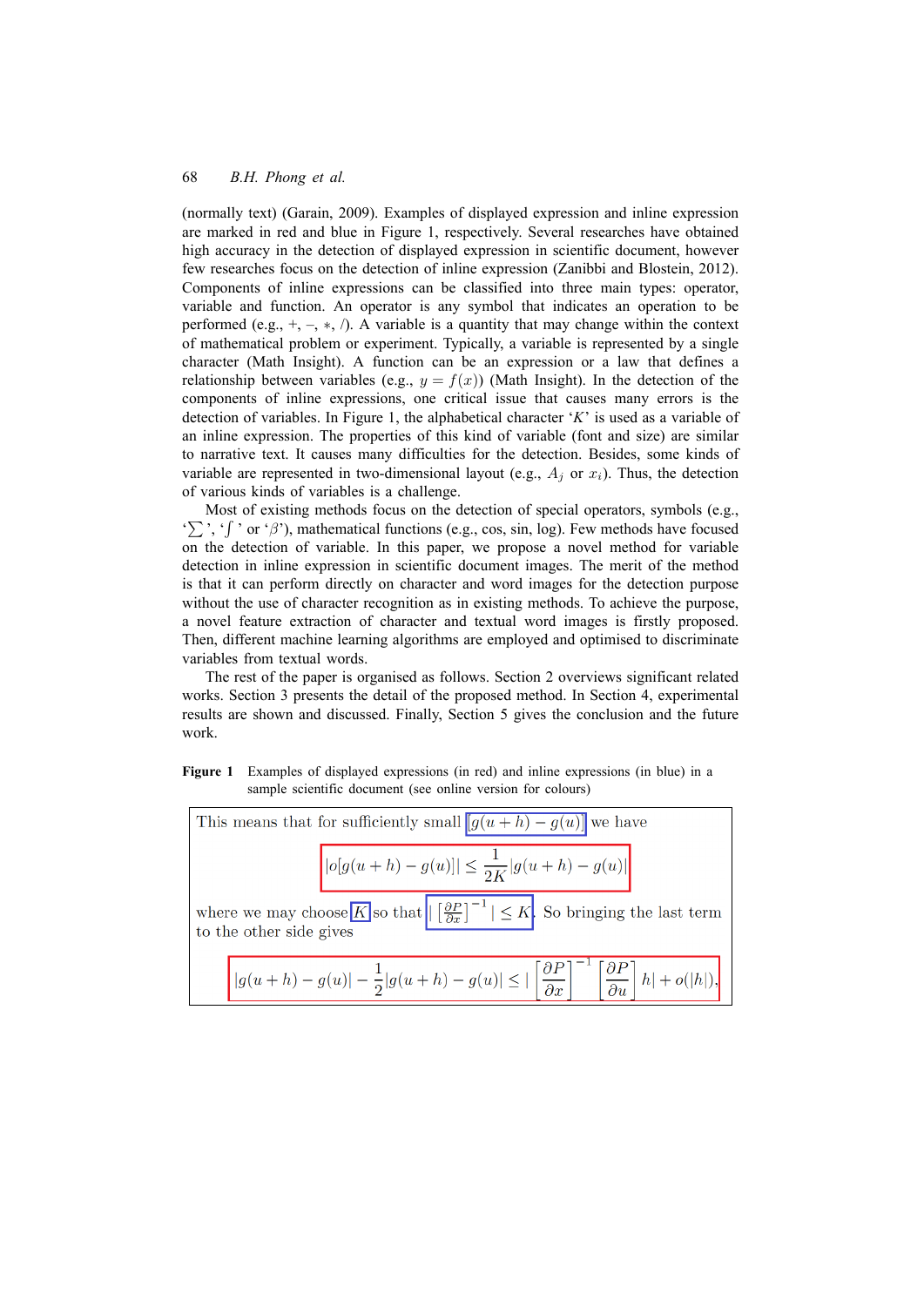(normally text) (Garain, 2009). Examples of displayed expression and inline expression are marked in red and blue in Figure 1, respectively. Several researches have obtained high accuracy in the detection of displayed expression in scientific document, however few researches focus on the detection of inline expression (Zanibbi and Blostein, 2012). Components of inline expressions can be classified into three main types: operator, variable and function. An operator is any symbol that indicates an operation to be performed (e.g., $+$, $-$, $*$, /). A variable is a quantity that may change within the context of mathematical problem or experiment. Typically, a variable is represented by a single character (Math Insight). A function can be an expression or a law that defines a relationship between variables (e.g., $y = f(x)$) (Math Insight). In the detection of the components of inline expressions, one critical issue that causes many errors is the detection of variables. In Figure 1, the alphabetical character '$K$' is used as a variable of an inline expression. The properties of this kind of variable (font and size) are similar to narrative text. It causes many difficulties for the detection. Besides, some kinds of variable are represented in two-dimensional layout (e.g., $A_j$ or $x_i$). Thus, the detection of various kinds of variables is a challenge.

Most of existing methods focus on the detection of special operators, symbols (e.g., '$\sum$', '$\int$' or '$\beta$'), mathematical functions (e.g., cos, sin, log). Few methods have focused on the detection of variable. In this paper, we propose a novel method for variable detection in inline expression in scientific document images. The merit of the method is that it can perform directly on character and word images for the detection purpose without the use of character recognition as in existing methods. To achieve the purpose, a novel feature extraction of character and textual word images is firstly proposed. Then, different machine learning algorithms are employed and optimised to discriminate variables from textual words.

The rest of the paper is organised as follows. Section 2 overviews significant related works. Section 3 presents the detail of the proposed method. In Section 4, experimental results are shown and discussed. Finally, Section 5 gives the conclusion and the future work.

**Figure 1** Examples of displayed expressions (in red) and inline expressions (in blue) in a sample scientific document (see online version for colours)

This means that for sufficiently small $|g(u+h) - g(u)|$ we have

$$|o[g(u+h) - g(u)]| \leq \frac{1}{2K}|g(u+h) - g(u)|$$

where we may choose $K$ so that $|\left[\frac{\partial P}{\partial x}\right]^{-1}| \leq K$. So bringing the last term to the other side gives

$$|g(u+h) - g(u)| - \frac{1}{2}|g(u+h) - g(u)| \leq |\left[\frac{\partial P}{\partial x}\right]^{-1}\left[\frac{\partial P}{\partial u}\right]h| + o(|h|),$$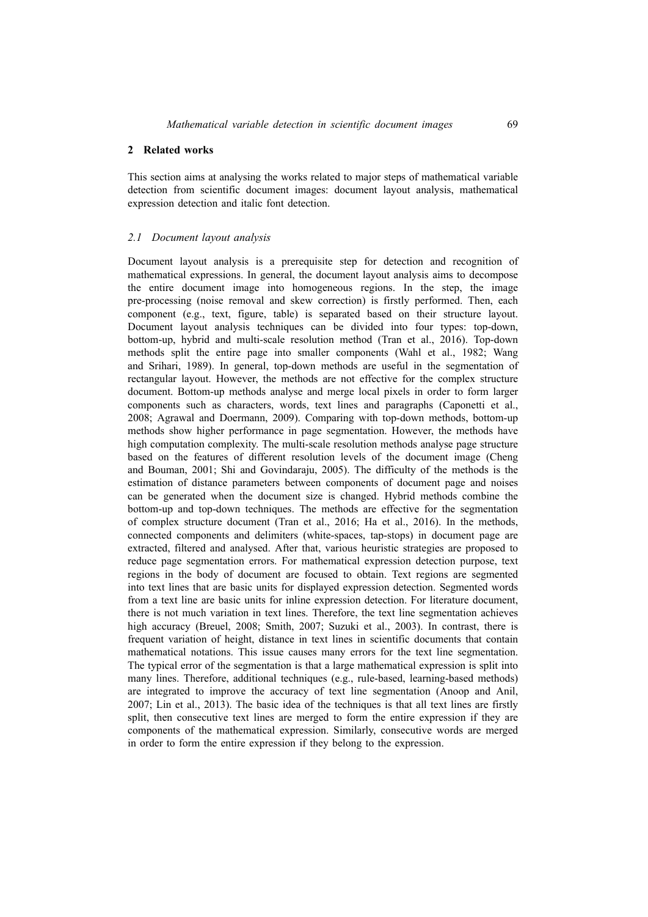## 2 Related works

This section aims at analysing the works related to major steps of mathematical variable detection from scientific document images: document layout analysis, mathematical expression detection and italic font detection.

### *2.1 Document layout analysis*

Document layout analysis is a prerequisite step for detection and recognition of mathematical expressions. In general, the document layout analysis aims to decompose the entire document image into homogeneous regions. In the step, the image pre-processing (noise removal and skew correction) is firstly performed. Then, each component (e.g., text, figure, table) is separated based on their structure layout. Document layout analysis techniques can be divided into four types: top-down, bottom-up, hybrid and multi-scale resolution method (Tran et al., 2016). Top-down methods split the entire page into smaller components (Wahl et al., 1982; Wang and Srihari, 1989). In general, top-down methods are useful in the segmentation of rectangular layout. However, the methods are not effective for the complex structure document. Bottom-up methods analyse and merge local pixels in order to form larger components such as characters, words, text lines and paragraphs (Caponetti et al., 2008; Agrawal and Doermann, 2009). Comparing with top-down methods, bottom-up methods show higher performance in page segmentation. However, the methods have high computation complexity. The multi-scale resolution methods analyse page structure based on the features of different resolution levels of the document image (Cheng and Bouman, 2001; Shi and Govindaraju, 2005). The difficulty of the methods is the estimation of distance parameters between components of document page and noises can be generated when the document size is changed. Hybrid methods combine the bottom-up and top-down techniques. The methods are effective for the segmentation of complex structure document (Tran et al., 2016; Ha et al., 2016). In the methods, connected components and delimiters (white-spaces, tap-stops) in document page are extracted, filtered and analysed. After that, various heuristic strategies are proposed to reduce page segmentation errors. For mathematical expression detection purpose, text regions in the body of document are focused to obtain. Text regions are segmented into text lines that are basic units for displayed expression detection. Segmented words from a text line are basic units for inline expression detection. For literature document, there is not much variation in text lines. Therefore, the text line segmentation achieves high accuracy (Breuel, 2008; Smith, 2007; Suzuki et al., 2003). In contrast, there is frequent variation of height, distance in text lines in scientific documents that contain mathematical notations. This issue causes many errors for the text line segmentation. The typical error of the segmentation is that a large mathematical expression is split into many lines. Therefore, additional techniques (e.g., rule-based, learning-based methods) are integrated to improve the accuracy of text line segmentation (Anoop and Anil, 2007; Lin et al., 2013). The basic idea of the techniques is that all text lines are firstly split, then consecutive text lines are merged to form the entire expression if they are components of the mathematical expression. Similarly, consecutive words are merged in order to form the entire expression if they belong to the expression.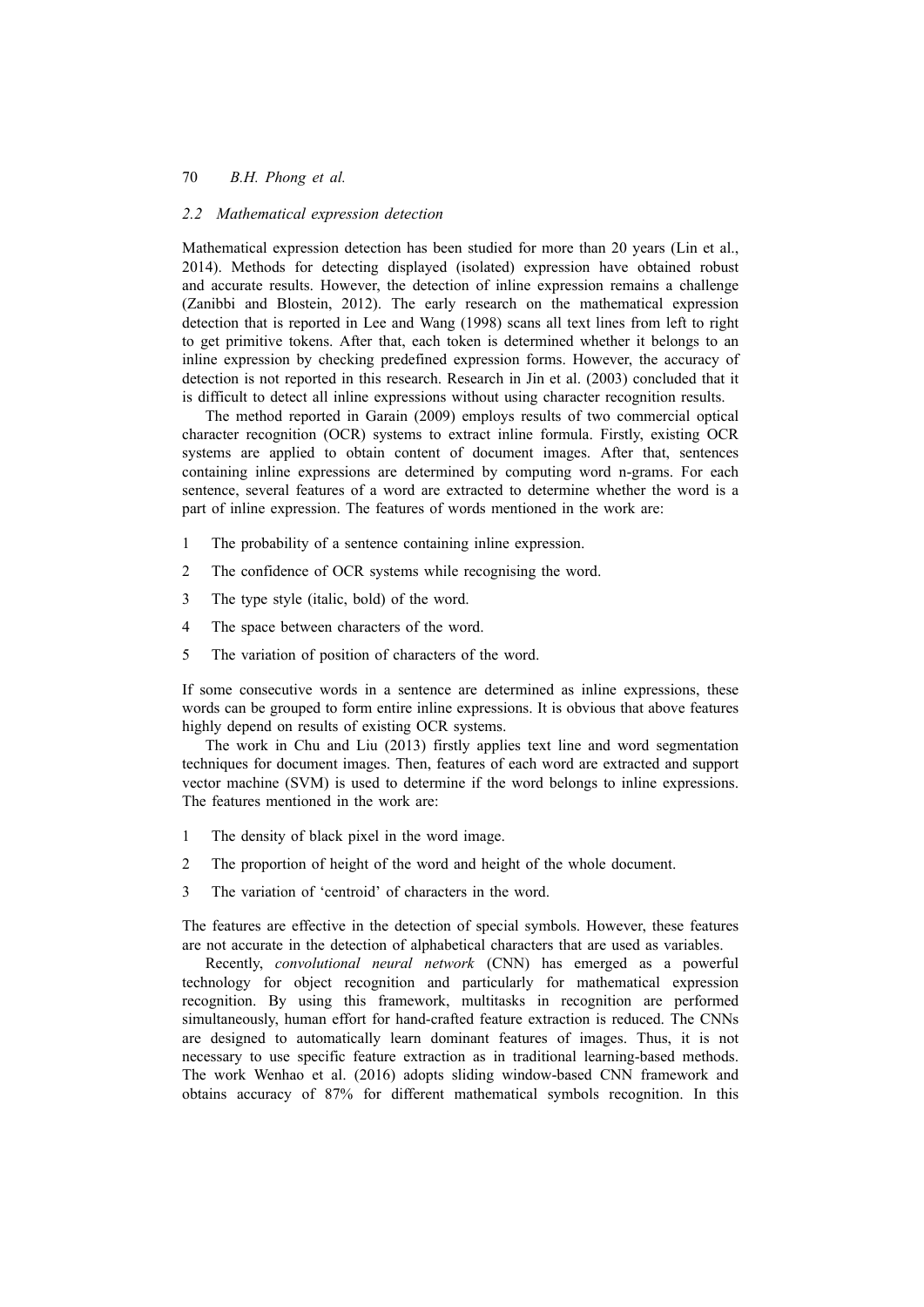### *2.2 Mathematical expression detection*

Mathematical expression detection has been studied for more than 20 years (Lin et al., 2014). Methods for detecting displayed (isolated) expression have obtained robust and accurate results. However, the detection of inline expression remains a challenge (Zanibbi and Blostein, 2012). The early research on the mathematical expression detection that is reported in Lee and Wang (1998) scans all text lines from left to right to get primitive tokens. After that, each token is determined whether it belongs to an inline expression by checking predefined expression forms. However, the accuracy of detection is not reported in this research. Research in Jin et al. (2003) concluded that it is difficult to detect all inline expressions without using character recognition results.

The method reported in Garain (2009) employs results of two commercial optical character recognition (OCR) systems to extract inline formula. Firstly, existing OCR systems are applied to obtain content of document images. After that, sentences containing inline expressions are determined by computing word n-grams. For each sentence, several features of a word are extracted to determine whether the word is a part of inline expression. The features of words mentioned in the work are:

1. The probability of a sentence containing inline expression.
2. The confidence of OCR systems while recognising the word.
3. The type style (italic, bold) of the word.
4. The space between characters of the word.
5. The variation of position of characters of the word.

If some consecutive words in a sentence are determined as inline expressions, these words can be grouped to form entire inline expressions. It is obvious that above features highly depend on results of existing OCR systems.

The work in Chu and Liu (2013) firstly applies text line and word segmentation techniques for document images. Then, features of each word are extracted and support vector machine (SVM) is used to determine if the word belongs to inline expressions. The features mentioned in the work are:

1. The density of black pixel in the word image.
2. The proportion of height of the word and height of the whole document.
3. The variation of 'centroid' of characters in the word.

The features are effective in the detection of special symbols. However, these features are not accurate in the detection of alphabetical characters that are used as variables.

Recently, *convolutional neural network* (CNN) has emerged as a powerful technology for object recognition and particularly for mathematical expression recognition. By using this framework, multitasks in recognition are performed simultaneously, human effort for hand-crafted feature extraction is reduced. The CNNs are designed to automatically learn dominant features of images. Thus, it is not necessary to use specific feature extraction as in traditional learning-based methods. The work Wenhao et al. (2016) adopts sliding window-based CNN framework and obtains accuracy of 87% for different mathematical symbols recognition. In this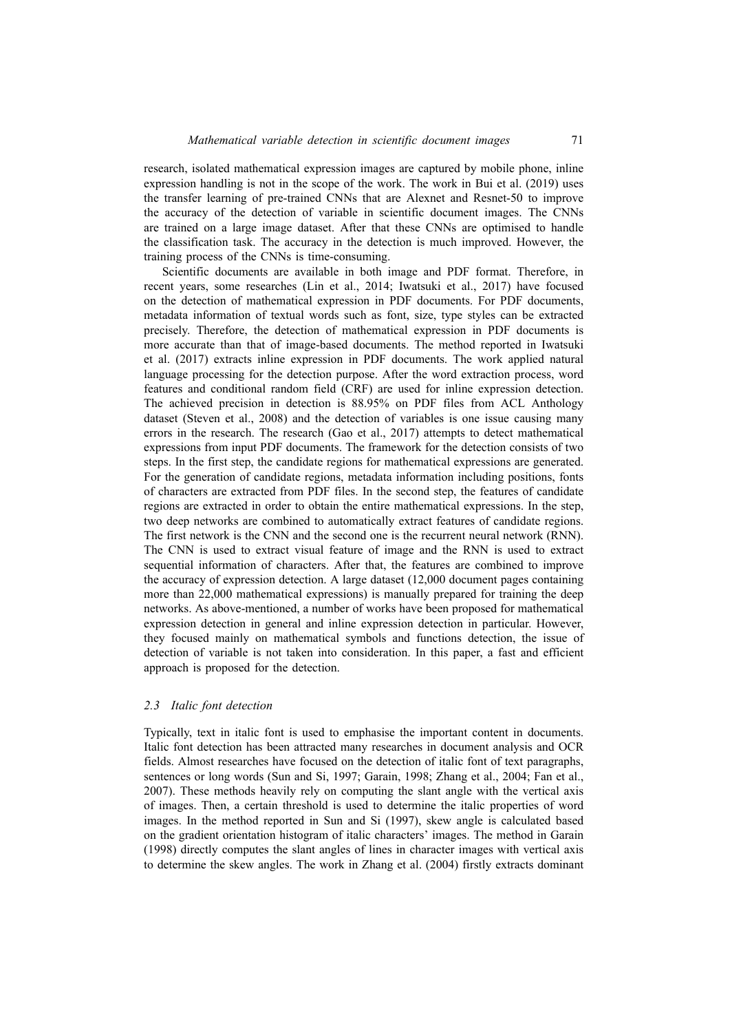research, isolated mathematical expression images are captured by mobile phone, inline expression handling is not in the scope of the work. The work in Bui et al. (2019) uses the transfer learning of pre-trained CNNs that are Alexnet and Resnet-50 to improve the accuracy of the detection of variable in scientific document images. The CNNs are trained on a large image dataset. After that these CNNs are optimised to handle the classification task. The accuracy in the detection is much improved. However, the training process of the CNNs is time-consuming.

Scientific documents are available in both image and PDF format. Therefore, in recent years, some researches (Lin et al., 2014; Iwatsuki et al., 2017) have focused on the detection of mathematical expression in PDF documents. For PDF documents, metadata information of textual words such as font, size, type styles can be extracted precisely. Therefore, the detection of mathematical expression in PDF documents is more accurate than that of image-based documents. The method reported in Iwatsuki et al. (2017) extracts inline expression in PDF documents. The work applied natural language processing for the detection purpose. After the word extraction process, word features and conditional random field (CRF) are used for inline expression detection. The achieved precision in detection is 88.95% on PDF files from ACL Anthology dataset (Steven et al., 2008) and the detection of variables is one issue causing many errors in the research. The research (Gao et al., 2017) attempts to detect mathematical expressions from input PDF documents. The framework for the detection consists of two steps. In the first step, the candidate regions for mathematical expressions are generated. For the generation of candidate regions, metadata information including positions, fonts of characters are extracted from PDF files. In the second step, the features of candidate regions are extracted in order to obtain the entire mathematical expressions. In the step, two deep networks are combined to automatically extract features of candidate regions. The first network is the CNN and the second one is the recurrent neural network (RNN). The CNN is used to extract visual feature of image and the RNN is used to extract sequential information of characters. After that, the features are combined to improve the accuracy of expression detection. A large dataset (12,000 document pages containing more than 22,000 mathematical expressions) is manually prepared for training the deep networks. As above-mentioned, a number of works have been proposed for mathematical expression detection in general and inline expression detection in particular. However, they focused mainly on mathematical symbols and functions detection, the issue of detection of variable is not taken into consideration. In this paper, a fast and efficient approach is proposed for the detection.

### *2.3 Italic font detection*

Typically, text in italic font is used to emphasise the important content in documents. Italic font detection has been attracted many researches in document analysis and OCR fields. Almost researches have focused on the detection of italic font of text paragraphs, sentences or long words (Sun and Si, 1997; Garain, 1998; Zhang et al., 2004; Fan et al., 2007). These methods heavily rely on computing the slant angle with the vertical axis of images. Then, a certain threshold is used to determine the italic properties of word images. In the method reported in Sun and Si (1997), skew angle is calculated based on the gradient orientation histogram of italic characters' images. The method in Garain (1998) directly computes the slant angles of lines in character images with vertical axis to determine the skew angles. The work in Zhang et al. (2004) firstly extracts dominant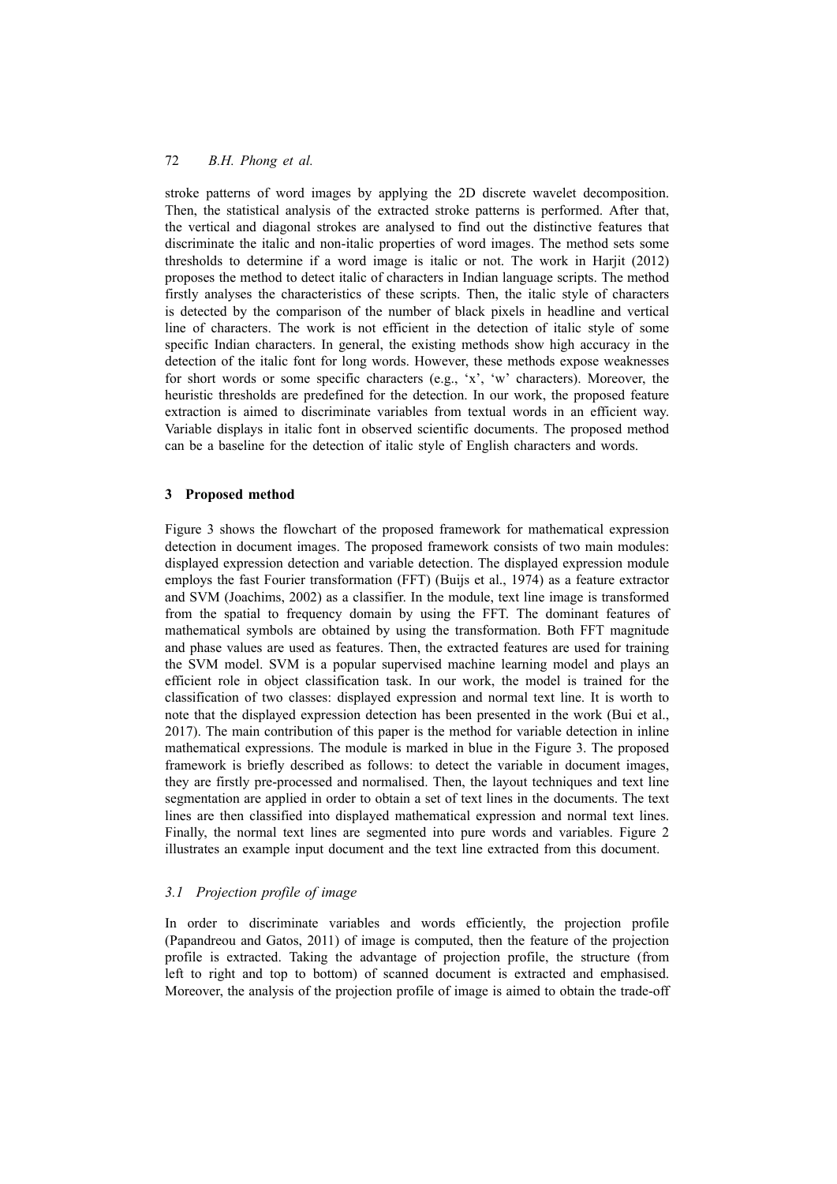stroke patterns of word images by applying the 2D discrete wavelet decomposition. Then, the statistical analysis of the extracted stroke patterns is performed. After that, the vertical and diagonal strokes are analysed to find out the distinctive features that discriminate the italic and non-italic properties of word images. The method sets some thresholds to determine if a word image is italic or not. The work in Harjit (2012) proposes the method to detect italic of characters in Indian language scripts. The method firstly analyses the characteristics of these scripts. Then, the italic style of characters is detected by the comparison of the number of black pixels in headline and vertical line of characters. The work is not efficient in the detection of italic style of some specific Indian characters. In general, the existing methods show high accuracy in the detection of the italic font for long words. However, these methods expose weaknesses for short words or some specific characters (e.g., 'x', 'w' characters). Moreover, the heuristic thresholds are predefined for the detection. In our work, the proposed feature extraction is aimed to discriminate variables from textual words in an efficient way. Variable displays in italic font in observed scientific documents. The proposed method can be a baseline for the detection of italic style of English characters and words.

## 3 Proposed method

Figure 3 shows the flowchart of the proposed framework for mathematical expression detection in document images. The proposed framework consists of two main modules: displayed expression detection and variable detection. The displayed expression module employs the fast Fourier transformation (FFT) (Buijs et al., 1974) as a feature extractor and SVM (Joachims, 2002) as a classifier. In the module, text line image is transformed from the spatial to frequency domain by using the FFT. The dominant features of mathematical symbols are obtained by using the transformation. Both FFT magnitude and phase values are used as features. Then, the extracted features are used for training the SVM model. SVM is a popular supervised machine learning model and plays an efficient role in object classification task. In our work, the model is trained for the classification of two classes: displayed expression and normal text line. It is worth to note that the displayed expression detection has been presented in the work (Bui et al., 2017). The main contribution of this paper is the method for variable detection in inline mathematical expressions. The module is marked in blue in the Figure 3. The proposed framework is briefly described as follows: to detect the variable in document images, they are firstly pre-processed and normalised. Then, the layout techniques and text line segmentation are applied in order to obtain a set of text lines in the documents. The text lines are then classified into displayed mathematical expression and normal text lines. Finally, the normal text lines are segmented into pure words and variables. Figure 2 illustrates an example input document and the text line extracted from this document.

### *3.1 Projection profile of image*

In order to discriminate variables and words efficiently, the projection profile (Papandreou and Gatos, 2011) of image is computed, then the feature of the projection profile is extracted. Taking the advantage of projection profile, the structure (from left to right and top to bottom) of scanned document is extracted and emphasised. Moreover, the analysis of the projection profile of image is aimed to obtain the trade-off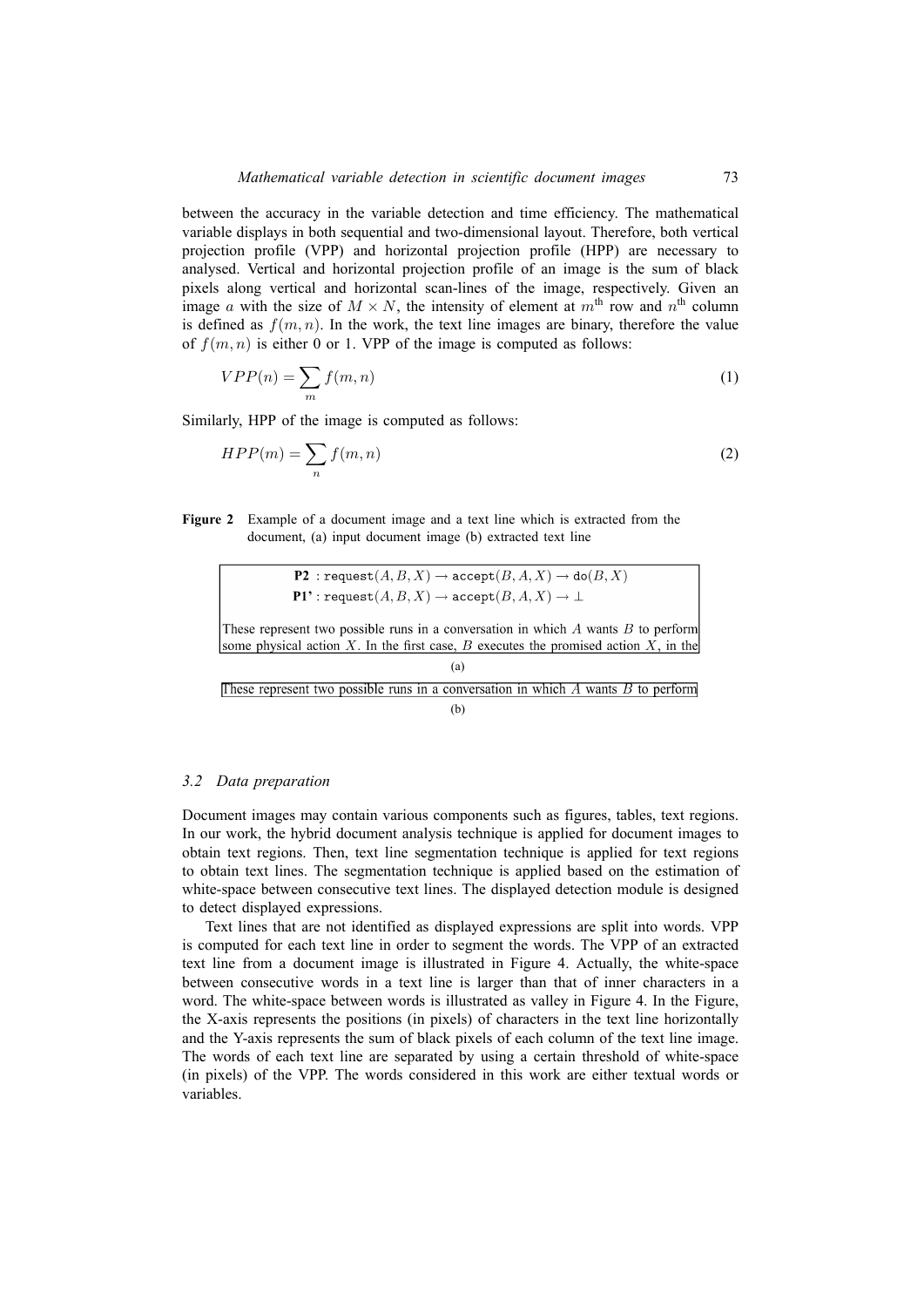between the accuracy in the variable detection and time efficiency. The mathematical variable displays in both sequential and two-dimensional layout. Therefore, both vertical projection profile (VPP) and horizontal projection profile (HPP) are necessary to analysed. Vertical and horizontal projection profile of an image is the sum of black pixels along vertical and horizontal scan-lines of the image, respectively. Given an image $a$ with the size of $M \times N$, the intensity of element at $m^{\text{th}}$ row and $n^{\text{th}}$ column is defined as $f(m, n)$. In the work, the text line images are binary, therefore the value of $f(m, n)$ is either 0 or 1. VPP of the image is computed as follows:

$$VPP(n) = \sum_{m} f(m, n) \tag{1}$$

Similarly, HPP of the image is computed as follows:

$$HPP(m) = \sum_{n} f(m, n) \tag{2}$$

**Figure 2** Example of a document image and a text line which is extracted from the document, (a) input document image (b) extracted text line

**P2** : $\texttt{request}(A, B, X) \rightarrow \texttt{accept}(B, A, X) \rightarrow \texttt{do}(B, X)$
**P1'** : $\texttt{request}(A, B, X) \rightarrow \texttt{accept}(B, A, X) \rightarrow \perp$

These represent two possible runs in a conversation in which $A$ wants $B$ to perform some physical action $X$. In the first case, $B$ executes the promised action $X$, in the

(a)

These represent two possible runs in a conversation in which $A$ wants $B$ to perform

(b)

### 3.2 Data preparation

Document images may contain various components such as figures, tables, text regions. In our work, the hybrid document analysis technique is applied for document images to obtain text regions. Then, text line segmentation technique is applied for text regions to obtain text lines. The segmentation technique is applied based on the estimation of white-space between consecutive text lines. The displayed detection module is designed to detect displayed expressions.

Text lines that are not identified as displayed expressions are split into words. VPP is computed for each text line in order to segment the words. The VPP of an extracted text line from a document image is illustrated in Figure 4. Actually, the white-space between consecutive words in a text line is larger than that of inner characters in a word. The white-space between words is illustrated as valley in Figure 4. In the Figure, the X-axis represents the positions (in pixels) of characters in the text line horizontally and the Y-axis represents the sum of black pixels of each column of the text line image. The words of each text line are separated by using a certain threshold of white-space (in pixels) of the VPP. The words considered in this work are either textual words or variables.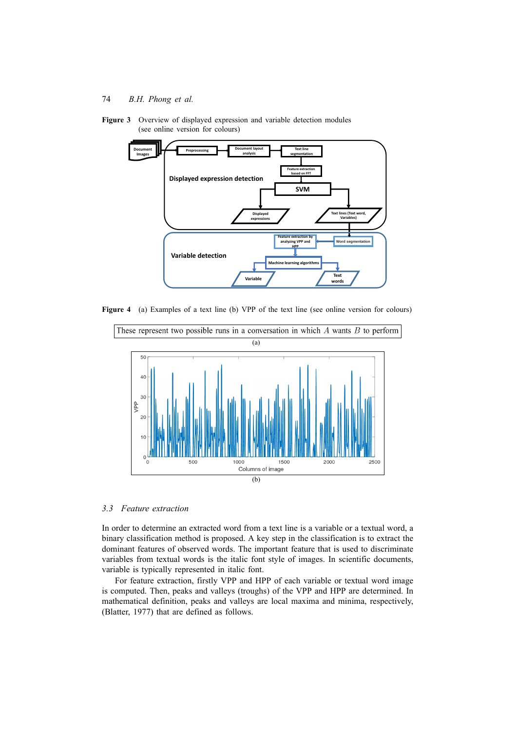**Figure 3** Overview of displayed expression and variable detection modules (see online version for colours)

**Figure 4** (a) Examples of a text line (b) VPP of the text line (see online version for colours)

### 3.3 Feature extraction

In order to determine an extracted word from a text line is a variable or a textual word, a binary classification method is proposed. A key step in the classification is to extract the dominant features of observed words. The important feature that is used to discriminate variables from textual words is the italic font style of images. In scientific documents, variable is typically represented in italic font.

For feature extraction, firstly VPP and HPP of each variable or textual word image is computed. Then, peaks and valleys (troughs) of the VPP and HPP are determined. In mathematical definition, peaks and valleys are local maxima and minima, respectively, (Blatter, 1977) that are defined as follows.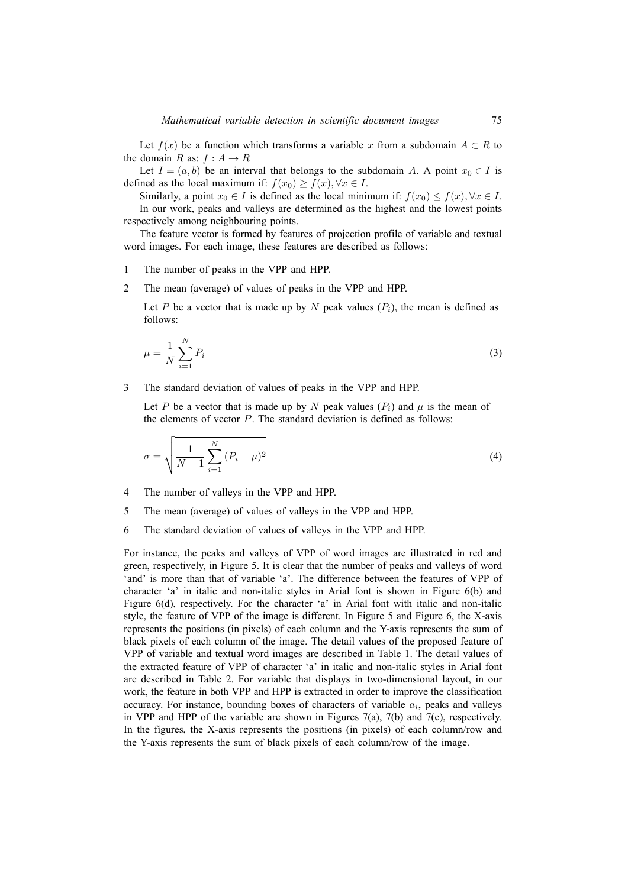Let $f(x)$ be a function which transforms a variable $x$ from a subdomain $A \subset R$ to the domain $R$ as: $f : A \rightarrow R$

Let $I = (a, b)$ be an interval that belongs to the subdomain $A$. A point $x_0 \in I$ is defined as the local maximum if: $f(x_0) \geq f(x), \forall x \in I$.

Similarly, a point $x_0 \in I$ is defined as the local minimum if: $f(x_0) \leq f(x), \forall x \in I$.

In our work, peaks and valleys are determined as the highest and the lowest points respectively among neighbouring points.

The feature vector is formed by features of projection profile of variable and textual word images. For each image, these features are described as follows:

1. The number of peaks in the VPP and HPP.
2. The mean (average) of values of peaks in the VPP and HPP.

   Let $P$ be a vector that is made up by $N$ peak values ($P_i$), the mean is defined as follows:

   $$\mu = \frac{1}{N} \sum_{i=1}^{N} P_i \tag{3}$$

3. The standard deviation of values of peaks in the VPP and HPP.

   Let $P$ be a vector that is made up by $N$ peak values ($P_i$) and $\mu$ is the mean of the elements of vector $P$. The standard deviation is defined as follows:

   $$\sigma = \sqrt{\frac{1}{N-1} \sum_{i=1}^{N} (P_i - \mu)^2} \tag{4}$$

4. The number of valleys in the VPP and HPP.
5. The mean (average) of values of valleys in the VPP and HPP.
6. The standard deviation of values of valleys in the VPP and HPP.

For instance, the peaks and valleys of VPP of word images are illustrated in red and green, respectively, in Figure 5. It is clear that the number of peaks and valleys of word 'and' is more than that of variable 'a'. The difference between the features of VPP of character 'a' in italic and non-italic styles in Arial font is shown in Figure 6(b) and Figure 6(d), respectively. For the character 'a' in Arial font with italic and non-italic style, the feature of VPP of the image is different. In Figure 5 and Figure 6, the X-axis represents the positions (in pixels) of each column and the Y-axis represents the sum of black pixels of each column of the image. The detail values of the proposed feature of VPP of variable and textual word images are described in Table 1. The detail values of the extracted feature of VPP of character 'a' in italic and non-italic styles in Arial font are described in Table 2. For variable that displays in two-dimensional layout, in our work, the feature in both VPP and HPP is extracted in order to improve the classification accuracy. For instance, bounding boxes of characters of variable $a_i$, peaks and valleys in VPP and HPP of the variable are shown in Figures 7(a), 7(b) and 7(c), respectively. In the figures, the X-axis represents the positions (in pixels) of each column/row and the Y-axis represents the sum of black pixels of each column/row of the image.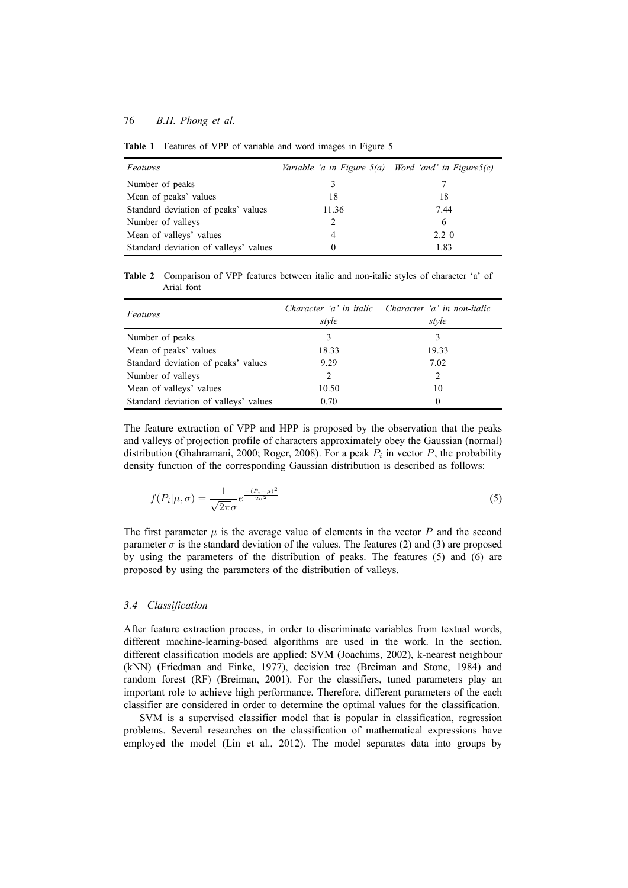**Table 1** Features of VPP of variable and word images in Figure 5

| *Features* | *Variable 'a in Figure 5(a)* | *Word 'and' in Figure5(c)* |
|---|---|---|
| Number of peaks | 3 | 7 |
| Mean of peaks' values | 18 | 18 |
| Standard deviation of peaks' values | 11.36 | 7.44 |
| Number of valleys | 2 | 6 |
| Mean of valleys' values | 4 | 2.2 0 |
| Standard deviation of valleys' values | 0 | 1.83 |

**Table 2** Comparison of VPP features between italic and non-italic styles of character 'a' of Arial font

| *Features* | *Character 'a' in italic style* | *Character 'a' in non-italic style* |
|---|---|---|
| Number of peaks | 3 | 3 |
| Mean of peaks' values | 18.33 | 19.33 |
| Standard deviation of peaks' values | 9.29 | 7.02 |
| Number of valleys | 2 | 2 |
| Mean of valleys' values | 10.50 | 10 |
| Standard deviation of valleys' values | 0.70 | 0 |

The feature extraction of VPP and HPP is proposed by the observation that the peaks and valleys of projection profile of characters approximately obey the Gaussian (normal) distribution (Ghahramani, 2000; Roger, 2008). For a peak $P_i$ in vector $P$, the probability density function of the corresponding Gaussian distribution is described as follows:

$$f(P_i|\mu,\sigma) = \frac{1}{\sqrt{2\pi}\sigma} e^{\frac{-(P_i-\mu)^2}{2\sigma^2}} \tag{5}$$

The first parameter $\mu$ is the average value of elements in the vector $P$ and the second parameter $\sigma$ is the standard deviation of the values. The features (2) and (3) are proposed by using the parameters of the distribution of peaks. The features (5) and (6) are proposed by using the parameters of the distribution of valleys.

### *3.4 Classification*

After feature extraction process, in order to discriminate variables from textual words, different machine-learning-based algorithms are used in the work. In the section, different classification models are applied: SVM (Joachims, 2002), k-nearest neighbour (kNN) (Friedman and Finke, 1977), decision tree (Breiman and Stone, 1984) and random forest (RF) (Breiman, 2001). For the classifiers, tuned parameters play an important role to achieve high performance. Therefore, different parameters of the each classifier are considered in order to determine the optimal values for the classification.

SVM is a supervised classifier model that is popular in classification, regression problems. Several researches on the classification of mathematical expressions have employed the model (Lin et al., 2012). The model separates data into groups by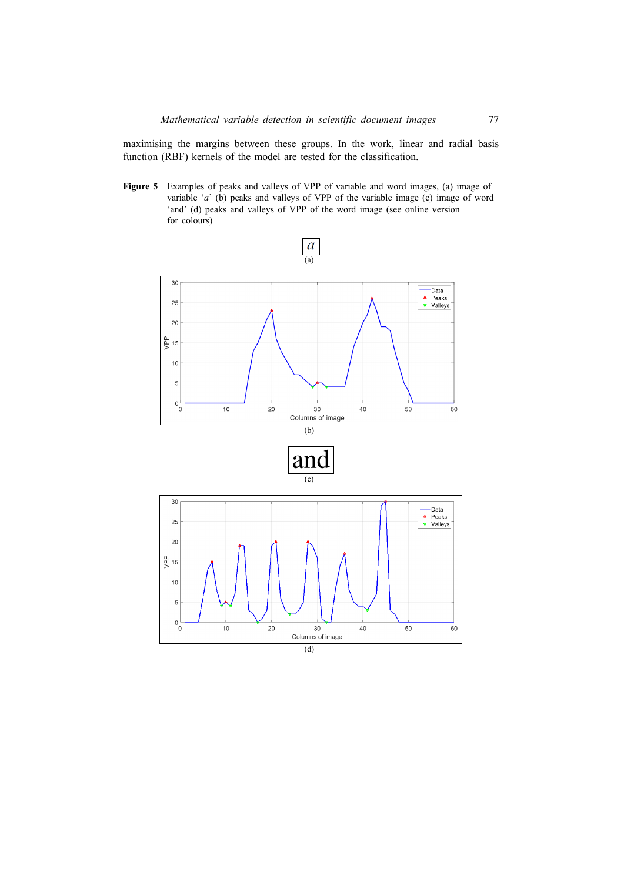maximising the margins between these groups. In the work, linear and radial basis function (RBF) kernels of the model are tested for the classification.

**Figure 5** Examples of peaks and valleys of VPP of variable and word images, (a) image of variable '*a*' (b) peaks and valleys of VPP of the variable image (c) image of word 'and' (d) peaks and valleys of VPP of the word image (see online version for colours)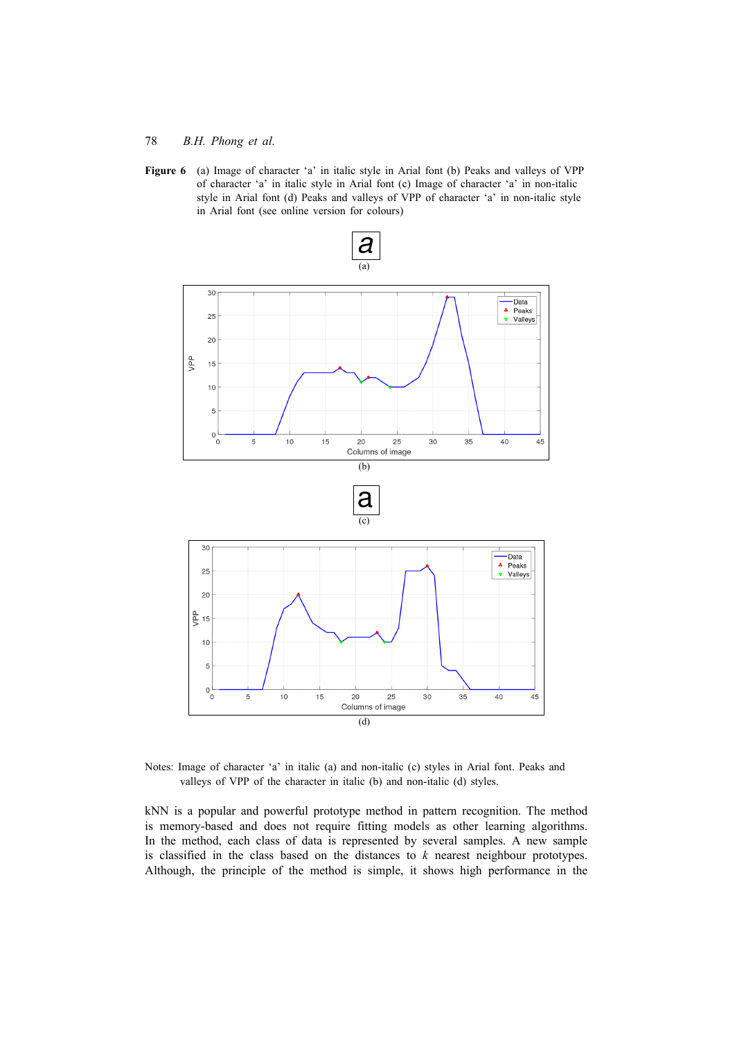**Figure 6** (a) Image of character 'a' in italic style in Arial font (b) Peaks and valleys of VPP of character 'a' in italic style in Arial font (c) Image of character 'a' in non-italic style in Arial font (d) Peaks and valleys of VPP of character 'a' in non-italic style in Arial font (see online version for colours)

(a)

(b)

(c)

(d)

Notes: Image of character 'a' in italic (a) and non-italic (c) styles in Arial font. Peaks and valleys of VPP of the character in italic (b) and non-italic (d) styles.

kNN is a popular and powerful prototype method in pattern recognition. The method is memory-based and does not require fitting models as other learning algorithms. In the method, each class of data is represented by several samples. A new sample is classified in the class based on the distances to $k$ nearest neighbour prototypes. Although, the principle of the method is simple, it shows high performance in the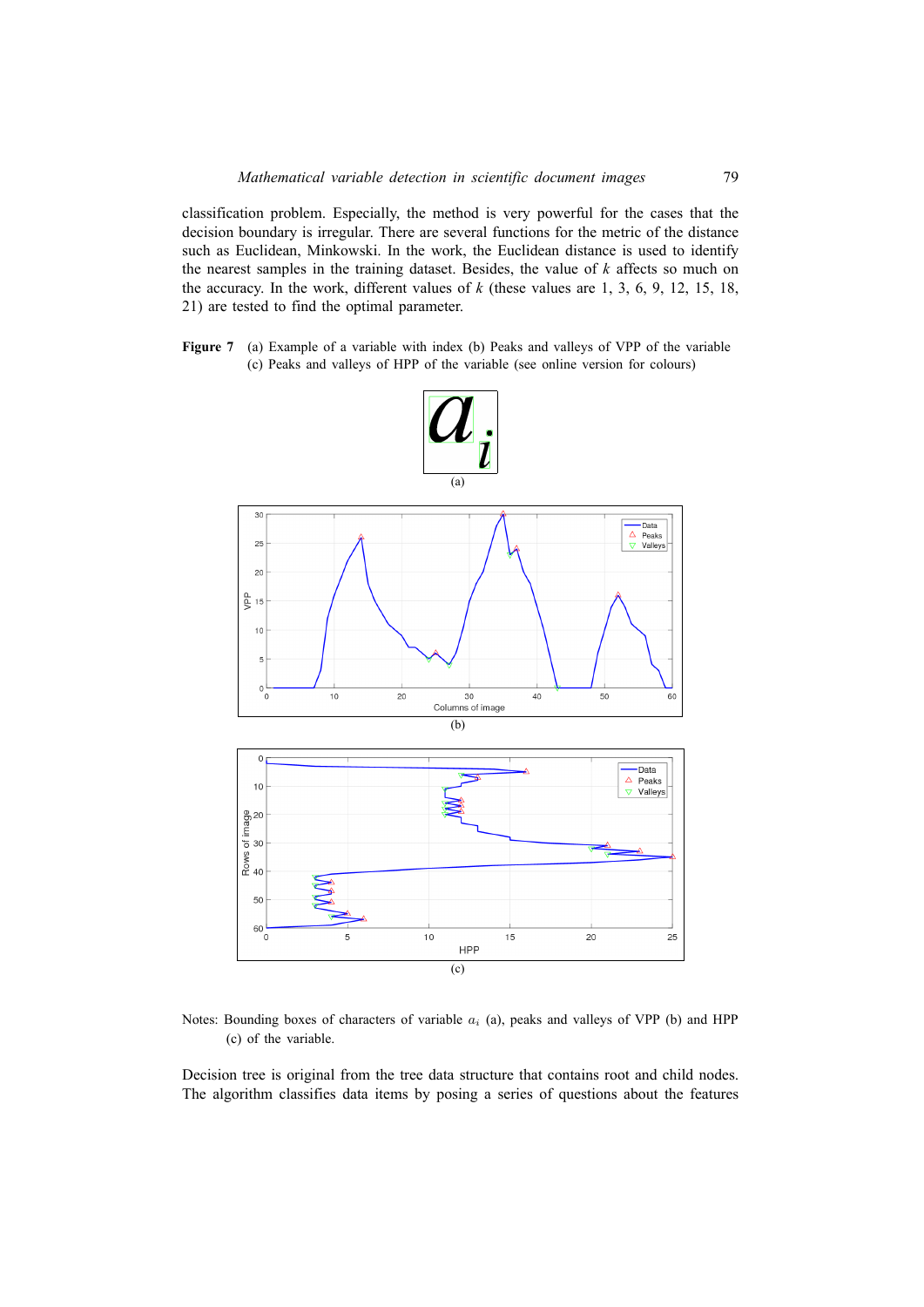classification problem. Especially, the method is very powerful for the cases that the decision boundary is irregular. There are several functions for the metric of the distance such as Euclidean, Minkowski. In the work, the Euclidean distance is used to identify the nearest samples in the training dataset. Besides, the value of $k$ affects so much on the accuracy. In the work, different values of $k$ (these values are 1, 3, 6, 9, 12, 15, 18, 21) are tested to find the optimal parameter.

**Figure 7** (a) Example of a variable with index (b) Peaks and valleys of VPP of the variable (c) Peaks and valleys of HPP of the variable (see online version for colours)

Notes: Bounding boxes of characters of variable $a_i$ (a), peaks and valleys of VPP (b) and HPP (c) of the variable.

Decision tree is original from the tree data structure that contains root and child nodes. The algorithm classifies data items by posing a series of questions about the features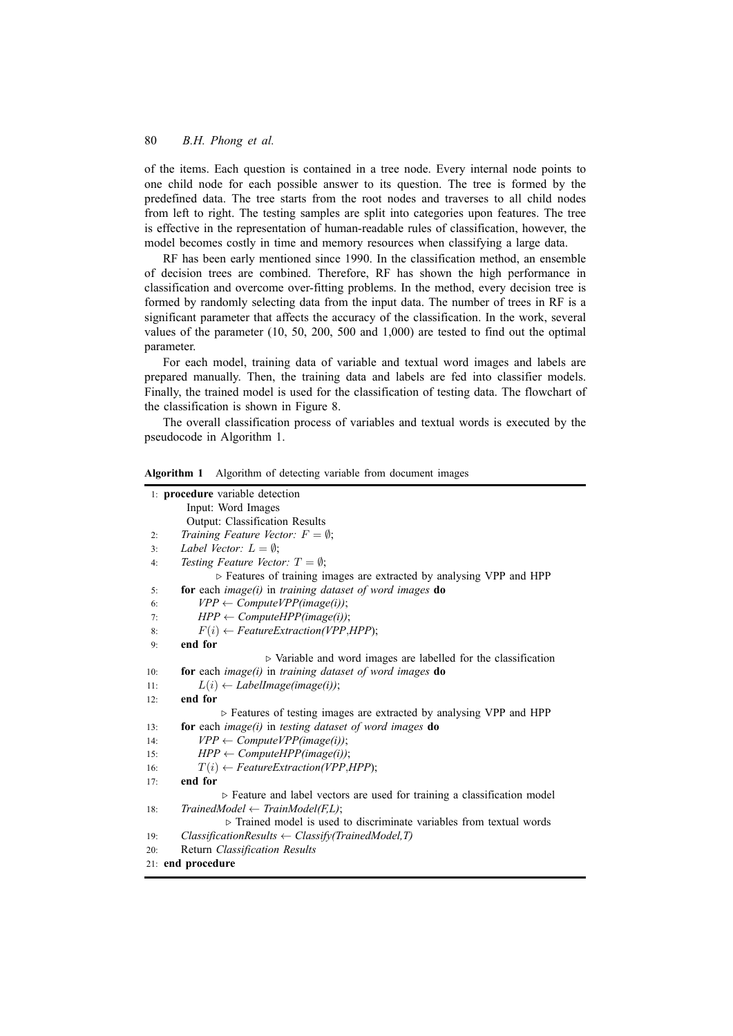of the items. Each question is contained in a tree node. Every internal node points to one child node for each possible answer to its question. The tree is formed by the predefined data. The tree starts from the root nodes and traverses to all child nodes from left to right. The testing samples are split into categories upon features. The tree is effective in the representation of human-readable rules of classification, however, the model becomes costly in time and memory resources when classifying a large data.

RF has been early mentioned since 1990. In the classification method, an ensemble of decision trees are combined. Therefore, RF has shown the high performance in classification and overcome over-fitting problems. In the method, every decision tree is formed by randomly selecting data from the input data. The number of trees in RF is a significant parameter that affects the accuracy of the classification. In the work, several values of the parameter (10, 50, 200, 500 and 1,000) are tested to find out the optimal parameter.

For each model, training data of variable and textual word images and labels are prepared manually. Then, the training data and labels are fed into classifier models. Finally, the trained model is used for the classification of testing data. The flowchart of the classification is shown in Figure 8.

The overall classification process of variables and textual words is executed by the pseudocode in Algorithm 1.

**Algorithm 1** Algorithm of detecting variable from document images

```
1:  procedure variable detection
        Input: Word Images
        Output: Classification Results
2:      Training Feature Vector: F = ∅;
3:      Label Vector: L = ∅;
4:      Testing Feature Vector: T = ∅;
            ▷ Features of training images are extracted by analysing VPP and HPP
5:      for each image(i) in training dataset of word images do
6:          VPP ← ComputeVPP(image(i));
7:          HPP ← ComputeHPP(image(i));
8:          F(i) ← FeatureExtraction(VPP,HPP);
9:      end for
            ▷ Variable and word images are labelled for the classification
10:     for each image(i) in training dataset of word images do
11:         L(i) ← LabelImage(image(i));
12:     end for
            ▷ Features of testing images are extracted by analysing VPP and HPP
13:     for each image(i) in testing dataset of word images do
14:         VPP ← ComputeVPP(image(i));
15:         HPP ← ComputeHPP(image(i));
16:         T(i) ← FeatureExtraction(VPP,HPP);
17:     end for
            ▷ Feature and label vectors are used for training a classification model
18:     TrainedModel ← TrainModel(F,L);
            ▷ Trained model is used to discriminate variables from textual words
19:     ClassificationResults ← Classify(TrainedModel,T)
20:     Return Classification Results
21: end procedure
```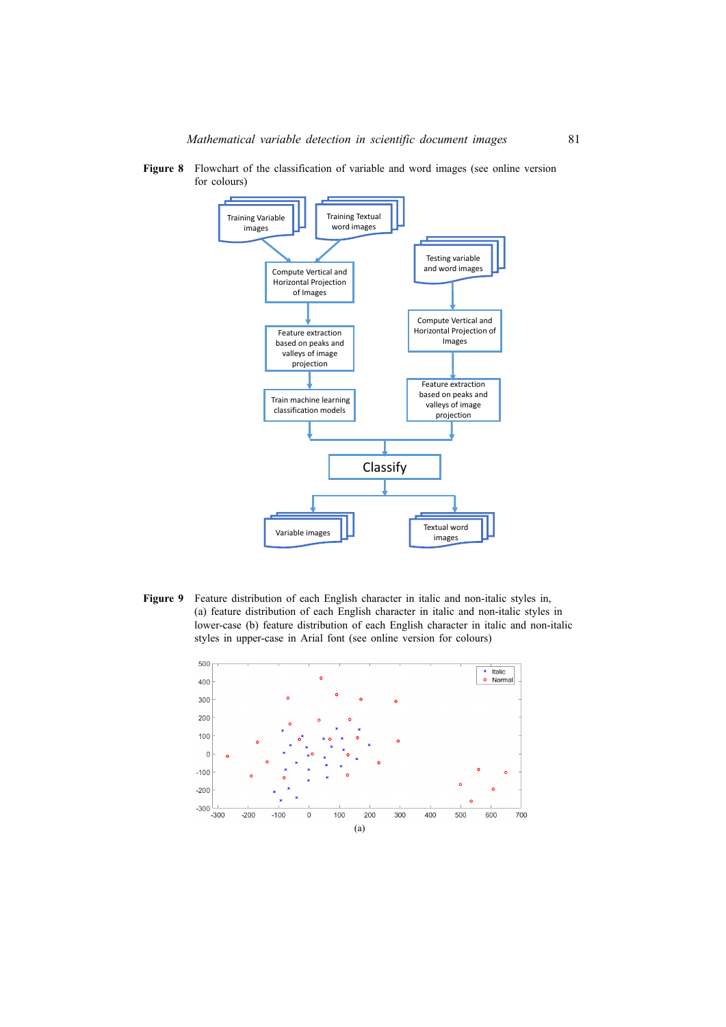**Figure 8** Flowchart of the classification of variable and word images (see online version for colours)

**Figure 9** Feature distribution of each English character in italic and non-italic styles in, (a) feature distribution of each English character in italic and non-italic styles in lower-case (b) feature distribution of each English character in italic and non-italic styles in upper-case in Arial font (see online version for colours)

(a)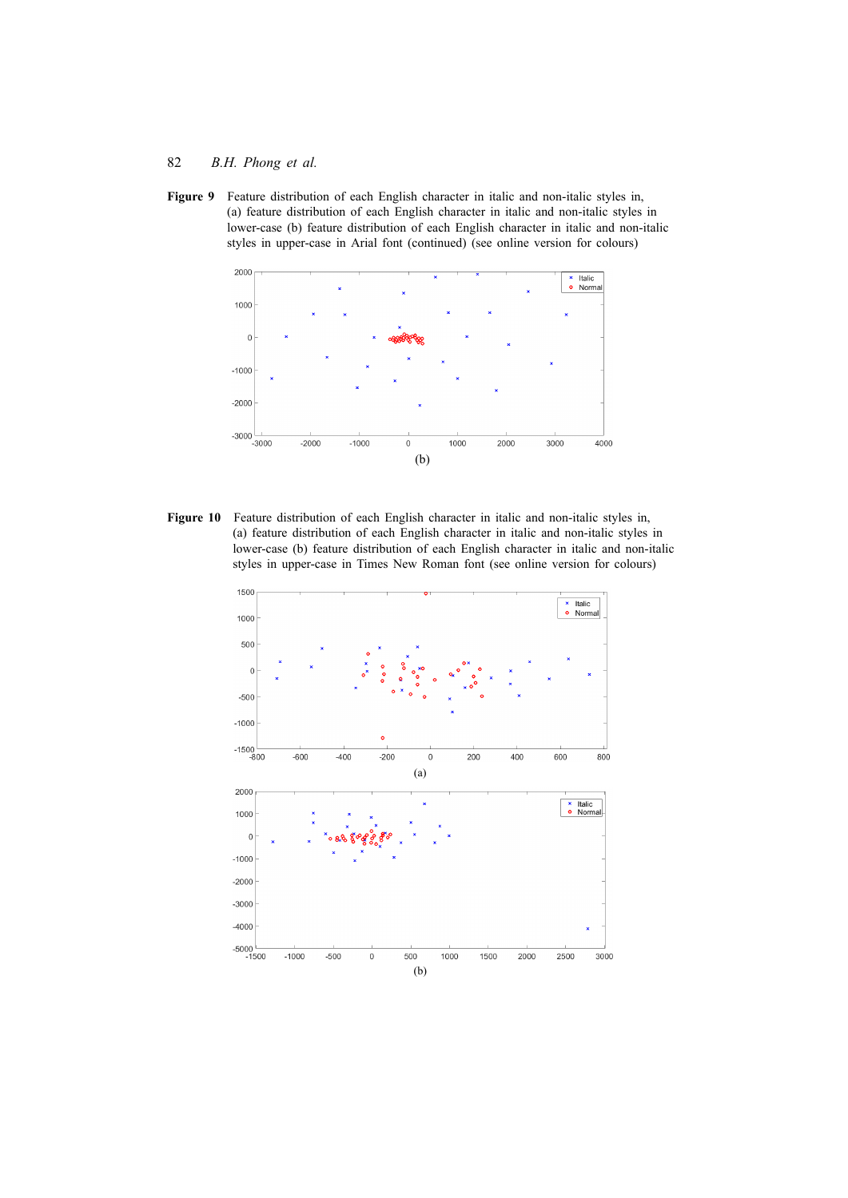**Figure 9** Feature distribution of each English character in italic and non-italic styles in, (a) feature distribution of each English character in italic and non-italic styles in lower-case (b) feature distribution of each English character in italic and non-italic styles in upper-case in Arial font (continued) (see online version for colours)

(b)

**Figure 10** Feature distribution of each English character in italic and non-italic styles in, (a) feature distribution of each English character in italic and non-italic styles in lower-case (b) feature distribution of each English character in italic and non-italic styles in upper-case in Times New Roman font (see online version for colours)

(a)

(b)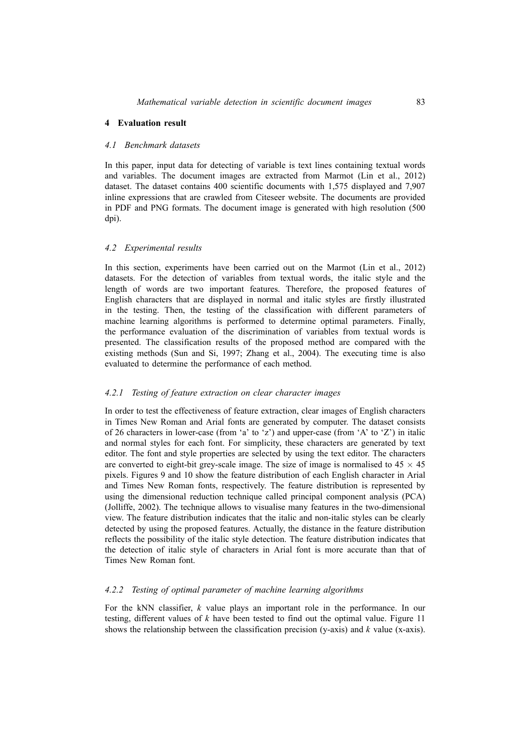## 4 Evaluation result

### *4.1 Benchmark datasets*

In this paper, input data for detecting of variable is text lines containing textual words and variables. The document images are extracted from Marmot (Lin et al., 2012) dataset. The dataset contains 400 scientific documents with 1,575 displayed and 7,907 inline expressions that are crawled from Citeseer website. The documents are provided in PDF and PNG formats. The document image is generated with high resolution (500 dpi).

### *4.2 Experimental results*

In this section, experiments have been carried out on the Marmot (Lin et al., 2012) datasets. For the detection of variables from textual words, the italic style and the length of words are two important features. Therefore, the proposed features of English characters that are displayed in normal and italic styles are firstly illustrated in the testing. Then, the testing of the classification with different parameters of machine learning algorithms is performed to determine optimal parameters. Finally, the performance evaluation of the discrimination of variables from textual words is presented. The classification results of the proposed method are compared with the existing methods (Sun and Si, 1997; Zhang et al., 2004). The executing time is also evaluated to determine the performance of each method.

#### *4.2.1 Testing of feature extraction on clear character images*

In order to test the effectiveness of feature extraction, clear images of English characters in Times New Roman and Arial fonts are generated by computer. The dataset consists of 26 characters in lower-case (from 'a' to 'z') and upper-case (from 'A' to 'Z') in italic and normal styles for each font. For simplicity, these characters are generated by text editor. The font and style properties are selected by using the text editor. The characters are converted to eight-bit grey-scale image. The size of image is normalised to $45 \times 45$ pixels. Figures 9 and 10 show the feature distribution of each English character in Arial and Times New Roman fonts, respectively. The feature distribution is represented by using the dimensional reduction technique called principal component analysis (PCA) (Jolliffe, 2002). The technique allows to visualise many features in the two-dimensional view. The feature distribution indicates that the italic and non-italic styles can be clearly detected by using the proposed features. Actually, the distance in the feature distribution reflects the possibility of the italic style detection. The feature distribution indicates that the detection of italic style of characters in Arial font is more accurate than that of Times New Roman font.

#### *4.2.2 Testing of optimal parameter of machine learning algorithms*

For the kNN classifier, $k$ value plays an important role in the performance. In our testing, different values of $k$ have been tested to find out the optimal value. Figure 11 shows the relationship between the classification precision (y-axis) and $k$ value (x-axis).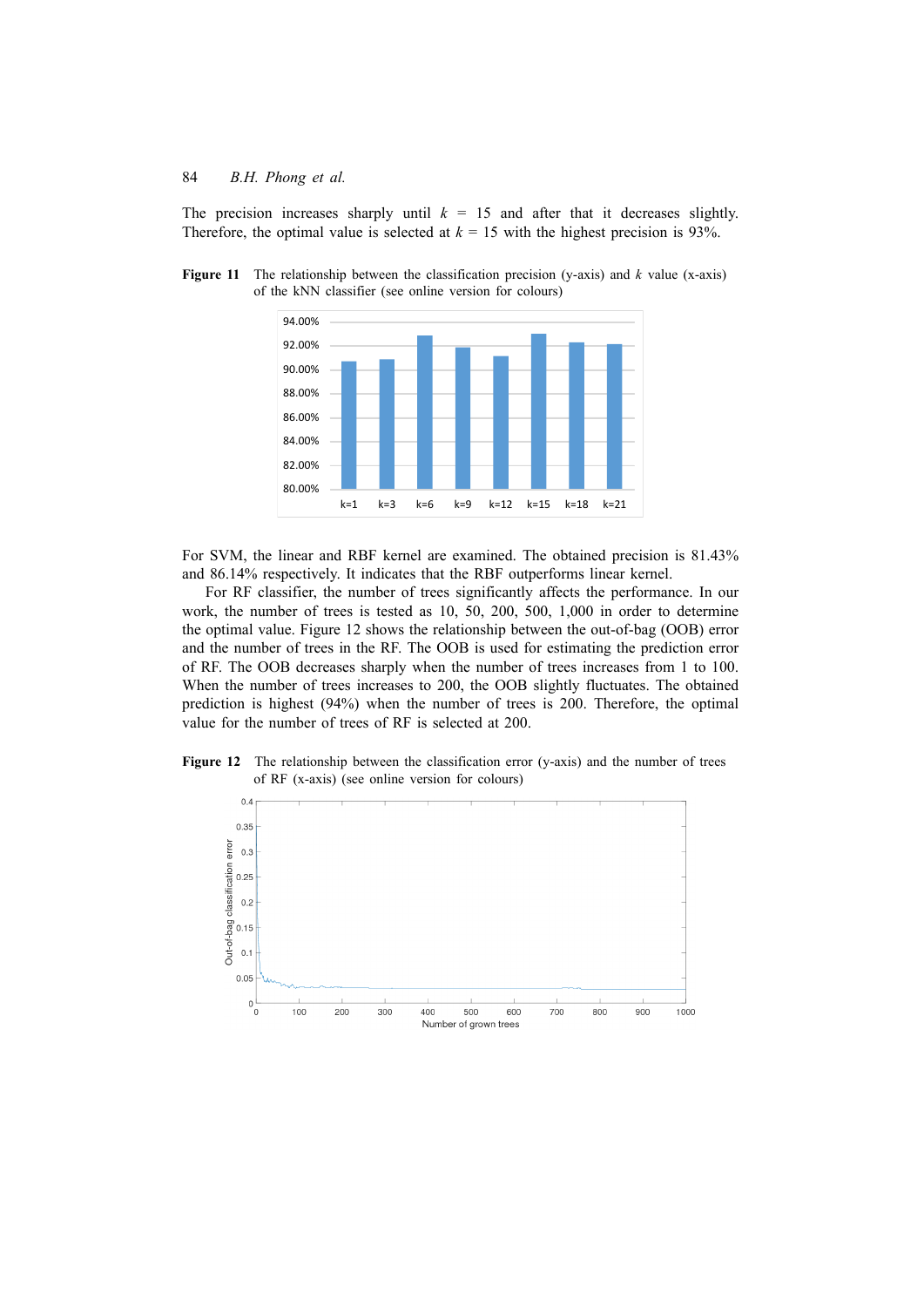The precision increases sharply until $k = 15$ and after that it decreases slightly. Therefore, the optimal value is selected at $k = 15$ with the highest precision is 93%.

**Figure 11** The relationship between the classification precision (y-axis) and $k$ value (x-axis) of the kNN classifier (see online version for colours)

For SVM, the linear and RBF kernel are examined. The obtained precision is 81.43% and 86.14% respectively. It indicates that the RBF outperforms linear kernel.

For RF classifier, the number of trees significantly affects the performance. In our work, the number of trees is tested as 10, 50, 200, 500, 1,000 in order to determine the optimal value. Figure 12 shows the relationship between the out-of-bag (OOB) error and the number of trees in the RF. The OOB is used for estimating the prediction error of RF. The OOB decreases sharply when the number of trees increases from 1 to 100. When the number of trees increases to 200, the OOB slightly fluctuates. The obtained prediction is highest (94%) when the number of trees is 200. Therefore, the optimal value for the number of trees of RF is selected at 200.

**Figure 12** The relationship between the classification error (y-axis) and the number of trees of RF (x-axis) (see online version for colours)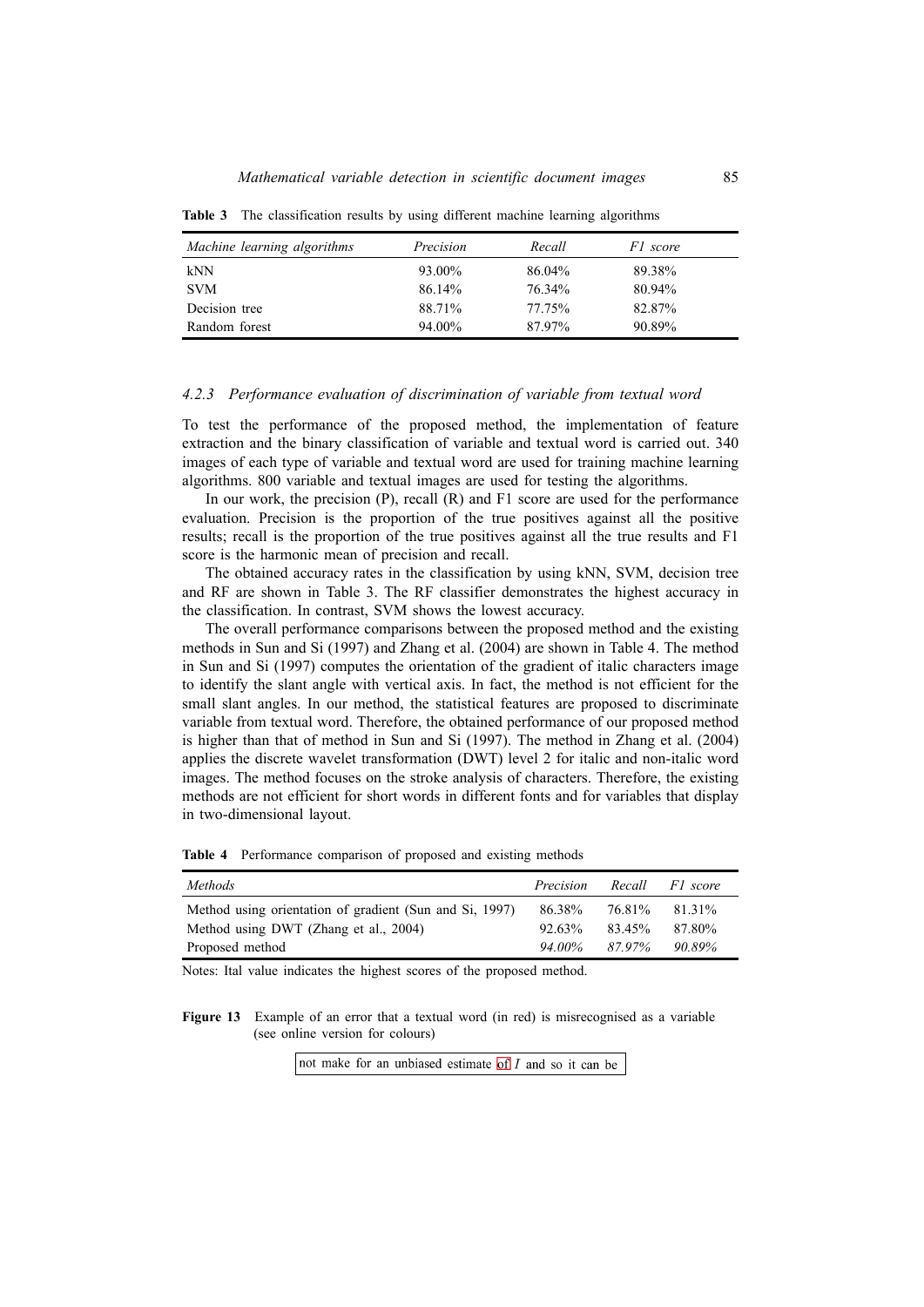**Table 3** The classification results by using different machine learning algorithms

| *Machine learning algorithms* | *Precision* | *Recall* | *F1 score* |
|---|---|---|---|
| kNN | 93.00% | 86.04% | 89.38% |
| SVM | 86.14% | 76.34% | 80.94% |
| Decision tree | 88.71% | 77.75% | 82.87% |
| Random forest | 94.00% | 87.97% | 90.89% |

### *4.2.3 Performance evaluation of discrimination of variable from textual word*

To test the performance of the proposed method, the implementation of feature extraction and the binary classification of variable and textual word is carried out. 340 images of each type of variable and textual word are used for training machine learning algorithms. 800 variable and textual images are used for testing the algorithms.

In our work, the precision (P), recall (R) and F1 score are used for the performance evaluation. Precision is the proportion of the true positives against all the positive results; recall is the proportion of the true positives against all the true results and F1 score is the harmonic mean of precision and recall.

The obtained accuracy rates in the classification by using kNN, SVM, decision tree and RF are shown in Table 3. The RF classifier demonstrates the highest accuracy in the classification. In contrast, SVM shows the lowest accuracy.

The overall performance comparisons between the proposed method and the existing methods in Sun and Si (1997) and Zhang et al. (2004) are shown in Table 4. The method in Sun and Si (1997) computes the orientation of the gradient of italic characters image to identify the slant angle with vertical axis. In fact, the method is not efficient for the small slant angles. In our method, the statistical features are proposed to discriminate variable from textual word. Therefore, the obtained performance of our proposed method is higher than that of method in Sun and Si (1997). The method in Zhang et al. (2004) applies the discrete wavelet transformation (DWT) level 2 for italic and non-italic word images. The method focuses on the stroke analysis of characters. Therefore, the existing methods are not efficient for short words in different fonts and for variables that display in two-dimensional layout.

**Table 4** Performance comparison of proposed and existing methods

| *Methods* | *Precision* | *Recall* | *F1 score* |
|---|---|---|---|
| Method using orientation of gradient (Sun and Si, 1997) | 86.38% | 76.81% | 81.31% |
| Method using DWT (Zhang et al., 2004) | 92.63% | 83.45% | 87.80% |
| Proposed method | *94.00%* | *87.97%* | *90.89%* |

Notes: Ital value indicates the highest scores of the proposed method.

**Figure 13** Example of an error that a textual word (in red) is misrecognised as a variable (see online version for colours)

not make for an unbiased estimate of $I$ and so it can be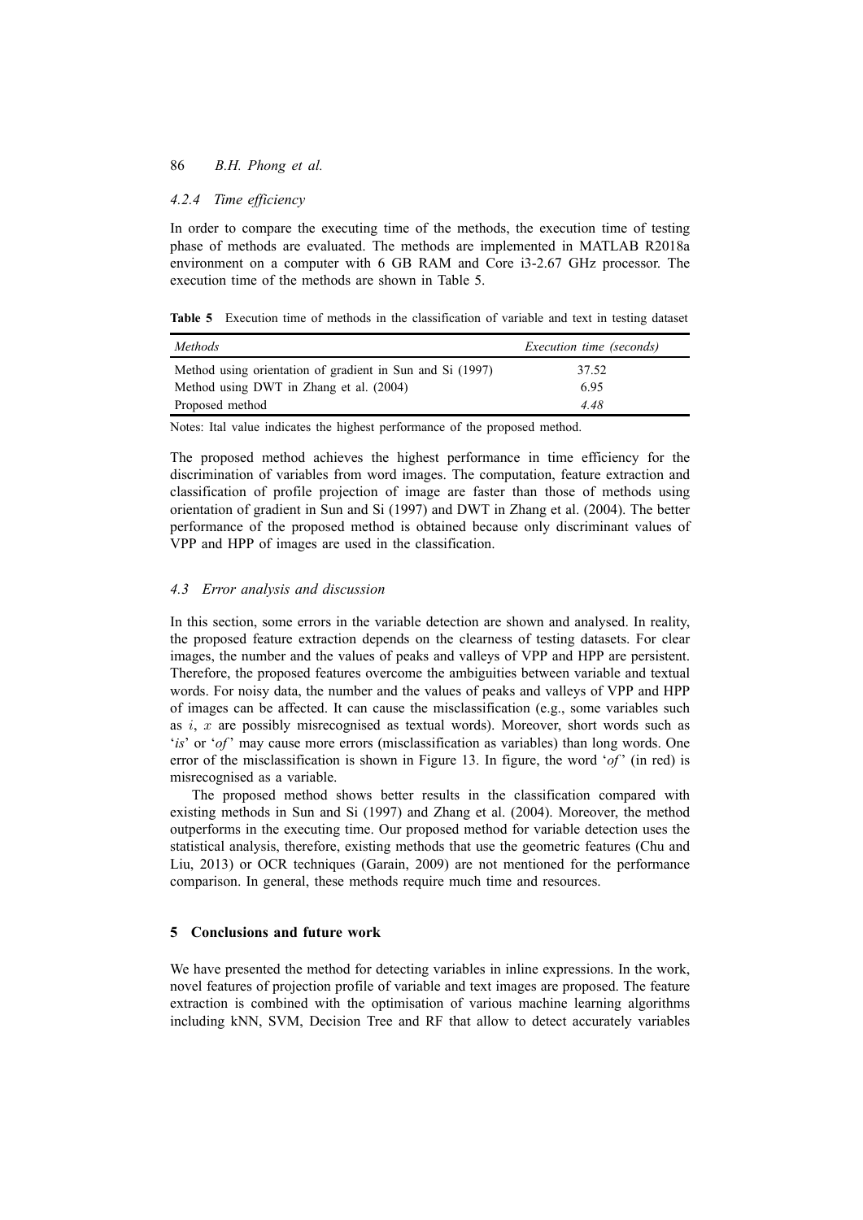### 4.2.4 Time efficiency

In order to compare the executing time of the methods, the execution time of testing phase of methods are evaluated. The methods are implemented in MATLAB R2018a environment on a computer with 6 GB RAM and Core i3-2.67 GHz processor. The execution time of the methods are shown in Table 5.

**Table 5** Execution time of methods in the classification of variable and text in testing dataset

| *Methods* | *Execution time (seconds)* |
|---|---|
| Method using orientation of gradient in Sun and Si (1997) | 37.52 |
| Method using DWT in Zhang et al. (2004) | 6.95 |
| Proposed method | *4.48* |

Notes: Ital value indicates the highest performance of the proposed method.

The proposed method achieves the highest performance in time efficiency for the discrimination of variables from word images. The computation, feature extraction and classification of profile projection of image are faster than those of methods using orientation of gradient in Sun and Si (1997) and DWT in Zhang et al. (2004). The better performance of the proposed method is obtained because only discriminant values of VPP and HPP of images are used in the classification.

### 4.3 Error analysis and discussion

In this section, some errors in the variable detection are shown and analysed. In reality, the proposed feature extraction depends on the clearness of testing datasets. For clear images, the number and the values of peaks and valleys of VPP and HPP are persistent. Therefore, the proposed features overcome the ambiguities between variable and textual words. For noisy data, the number and the values of peaks and valleys of VPP and HPP of images can be affected. It can cause the misclassification (e.g., some variables such as $i$, $x$ are possibly misrecognised as textual words). Moreover, short words such as '*is*' or '*of*' may cause more errors (misclassification as variables) than long words. One error of the misclassification is shown in Figure 13. In figure, the word '*of*' (in red) is misrecognised as a variable.

The proposed method shows better results in the classification compared with existing methods in Sun and Si (1997) and Zhang et al. (2004). Moreover, the method outperforms in the executing time. Our proposed method for variable detection uses the statistical analysis, therefore, existing methods that use the geometric features (Chu and Liu, 2013) or OCR techniques (Garain, 2009) are not mentioned for the performance comparison. In general, these methods require much time and resources.

## 5 Conclusions and future work

We have presented the method for detecting variables in inline expressions. In the work, novel features of projection profile of variable and text images are proposed. The feature extraction is combined with the optimisation of various machine learning algorithms including kNN, SVM, Decision Tree and RF that allow to detect accurately variables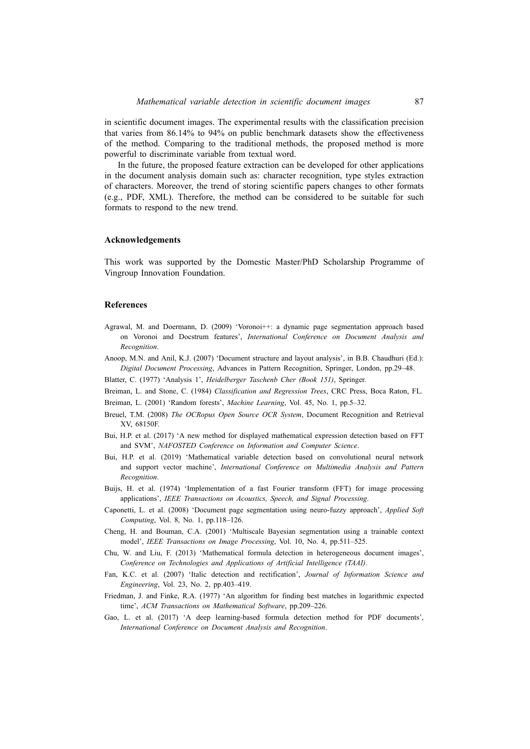in scientific document images. The experimental results with the classification precision that varies from 86.14% to 94% on public benchmark datasets show the effectiveness of the method. Comparing to the traditional methods, the proposed method is more powerful to discriminate variable from textual word.

In the future, the proposed feature extraction can be developed for other applications in the document analysis domain such as: character recognition, type styles extraction of characters. Moreover, the trend of storing scientific papers changes to other formats (e.g., PDF, XML). Therefore, the method can be considered to be suitable for such formats to respond to the new trend.

## Acknowledgements

This work was supported by the Domestic Master/PhD Scholarship Programme of Vingroup Innovation Foundation.

## References

Agrawal, M. and Doermann, D. (2009) 'Voronoi++: a dynamic page segmentation approach based on Voronoi and Docstrum features', *International Conference on Document Analysis and Recognition*.

Anoop, M.N. and Anil, K.J. (2007) 'Document structure and layout analysis', in B.B. Chaudhuri (Ed.): *Digital Document Processing*, Advances in Pattern Recognition, Springer, London, pp.29–48.

Blatter, C. (1977) 'Analysis 1', *Heidelberger Taschenb Cher (Book 151)*, Springer.

Breiman, L. and Stone, C. (1984) *Classification and Regression Trees*, CRC Press, Boca Raton, FL.

Breiman, L. (2001) 'Random forests', *Machine Learning*, Vol. 45, No. 1, pp.5–32.

Breuel, T.M. (2008) *The OCRopus Open Source OCR System*, Document Recognition and Retrieval XV, 68150F.

Bui, H.P. et al. (2017) 'A new method for displayed mathematical expression detection based on FFT and SVM', *NAFOSTED Conference on Information and Computer Science*.

Bui, H.P. et al. (2019) 'Mathematical variable detection based on convolutional neural network and support vector machine', *International Conference on Multimedia Analysis and Pattern Recognition*.

Buijs, H. et al. (1974) 'Implementation of a fast Fourier transform (FFT) for image processing applications', *IEEE Transactions on Acoustics, Speech, and Signal Processing*.

Caponetti, L. et al. (2008) 'Document page segmentation using neuro-fuzzy approach', *Applied Soft Computing*, Vol. 8, No. 1, pp.118–126.

Cheng, H. and Bouman, C.A. (2001) 'Multiscale Bayesian segmentation using a trainable context model', *IEEE Transactions on Image Processing*, Vol. 10, No. 4, pp.511–525.

Chu, W. and Liu, F. (2013) 'Mathematical formula detection in heterogeneous document images', *Conference on Technologies and Applications of Artificial Intelligence (TAAI)*.

Fan, K.C. et al. (2007) 'Italic detection and rectification', *Journal of Information Science and Engineering*, Vol. 23, No. 2, pp.403–419.

Friedman, J. and Finke, R.A. (1977) 'An algorithm for finding best matches in logarithmic expected time', *ACM Transactions on Mathematical Software*, pp.209–226.

Gao, L. et al. (2017) 'A deep learning-based formula detection method for PDF documents', *International Conference on Document Analysis and Recognition*.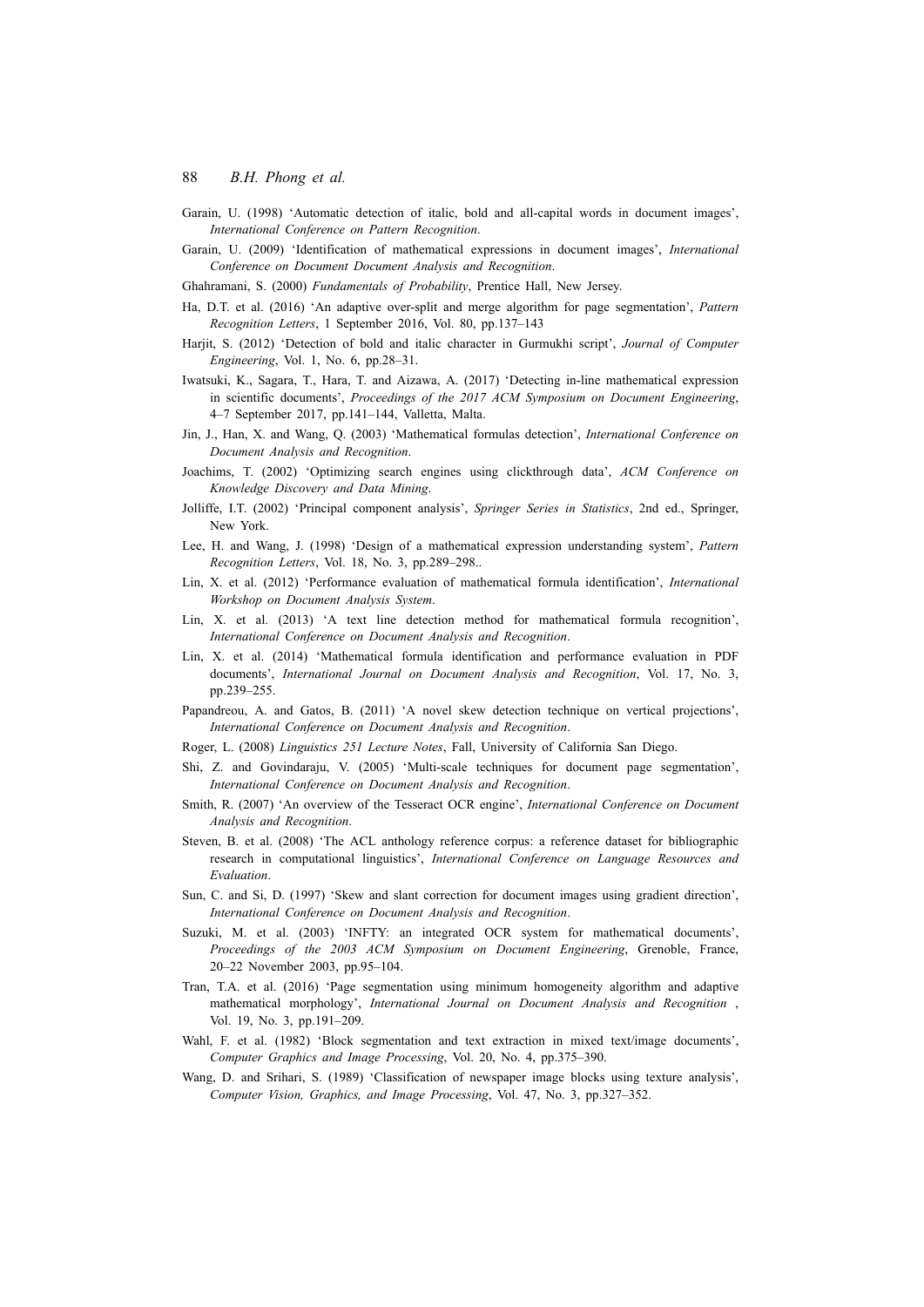Garain, U. (1998) 'Automatic detection of italic, bold and all-capital words in document images', *International Conference on Pattern Recognition*.

Garain, U. (2009) 'Identification of mathematical expressions in document images', *International Conference on Document Document Analysis and Recognition*.

Ghahramani, S. (2000) *Fundamentals of Probability*, Prentice Hall, New Jersey.

Ha, D.T. et al. (2016) 'An adaptive over-split and merge algorithm for page segmentation', *Pattern Recognition Letters*, 1 September 2016, Vol. 80, pp.137–143

Harjit, S. (2012) 'Detection of bold and italic character in Gurmukhi script', *Journal of Computer Engineering*, Vol. 1, No. 6, pp.28–31.

Iwatsuki, K., Sagara, T., Hara, T. and Aizawa, A. (2017) 'Detecting in-line mathematical expression in scientific documents', *Proceedings of the 2017 ACM Symposium on Document Engineering*, 4–7 September 2017, pp.141–144, Valletta, Malta.

Jin, J., Han, X. and Wang, Q. (2003) 'Mathematical formulas detection', *International Conference on Document Analysis and Recognition*.

Joachims, T. (2002) 'Optimizing search engines using clickthrough data', *ACM Conference on Knowledge Discovery and Data Mining*.

Jolliffe, I.T. (2002) 'Principal component analysis', *Springer Series in Statistics*, 2nd ed., Springer, New York.

Lee, H. and Wang, J. (1998) 'Design of a mathematical expression understanding system', *Pattern Recognition Letters*, Vol. 18, No. 3, pp.289–298..

Lin, X. et al. (2012) 'Performance evaluation of mathematical formula identification', *International Workshop on Document Analysis System*.

Lin, X. et al. (2013) 'A text line detection method for mathematical formula recognition', *International Conference on Document Analysis and Recognition*.

Lin, X. et al. (2014) 'Mathematical formula identification and performance evaluation in PDF documents', *International Journal on Document Analysis and Recognition*, Vol. 17, No. 3, pp.239–255.

Papandreou, A. and Gatos, B. (2011) 'A novel skew detection technique on vertical projections', *International Conference on Document Analysis and Recognition*.

Roger, L. (2008) *Linguistics 251 Lecture Notes*, Fall, University of California San Diego.

Shi, Z. and Govindaraju, V. (2005) 'Multi-scale techniques for document page segmentation', *International Conference on Document Analysis and Recognition*.

Smith, R. (2007) 'An overview of the Tesseract OCR engine', *International Conference on Document Analysis and Recognition*.

Steven, B. et al. (2008) 'The ACL anthology reference corpus: a reference dataset for bibliographic research in computational linguistics', *International Conference on Language Resources and Evaluation*.

Sun, C. and Si, D. (1997) 'Skew and slant correction for document images using gradient direction', *International Conference on Document Analysis and Recognition*.

Suzuki, M. et al. (2003) 'INFTY: an integrated OCR system for mathematical documents', *Proceedings of the 2003 ACM Symposium on Document Engineering*, Grenoble, France, 20–22 November 2003, pp.95–104.

Tran, T.A. et al. (2016) 'Page segmentation using minimum homogeneity algorithm and adaptive mathematical morphology', *International Journal on Document Analysis and Recognition* , Vol. 19, No. 3, pp.191–209.

Wahl, F. et al. (1982) 'Block segmentation and text extraction in mixed text/image documents', *Computer Graphics and Image Processing*, Vol. 20, No. 4, pp.375–390.

Wang, D. and Srihari, S. (1989) 'Classification of newspaper image blocks using texture analysis', *Computer Vision, Graphics, and Image Processing*, Vol. 47, No. 3, pp.327–352.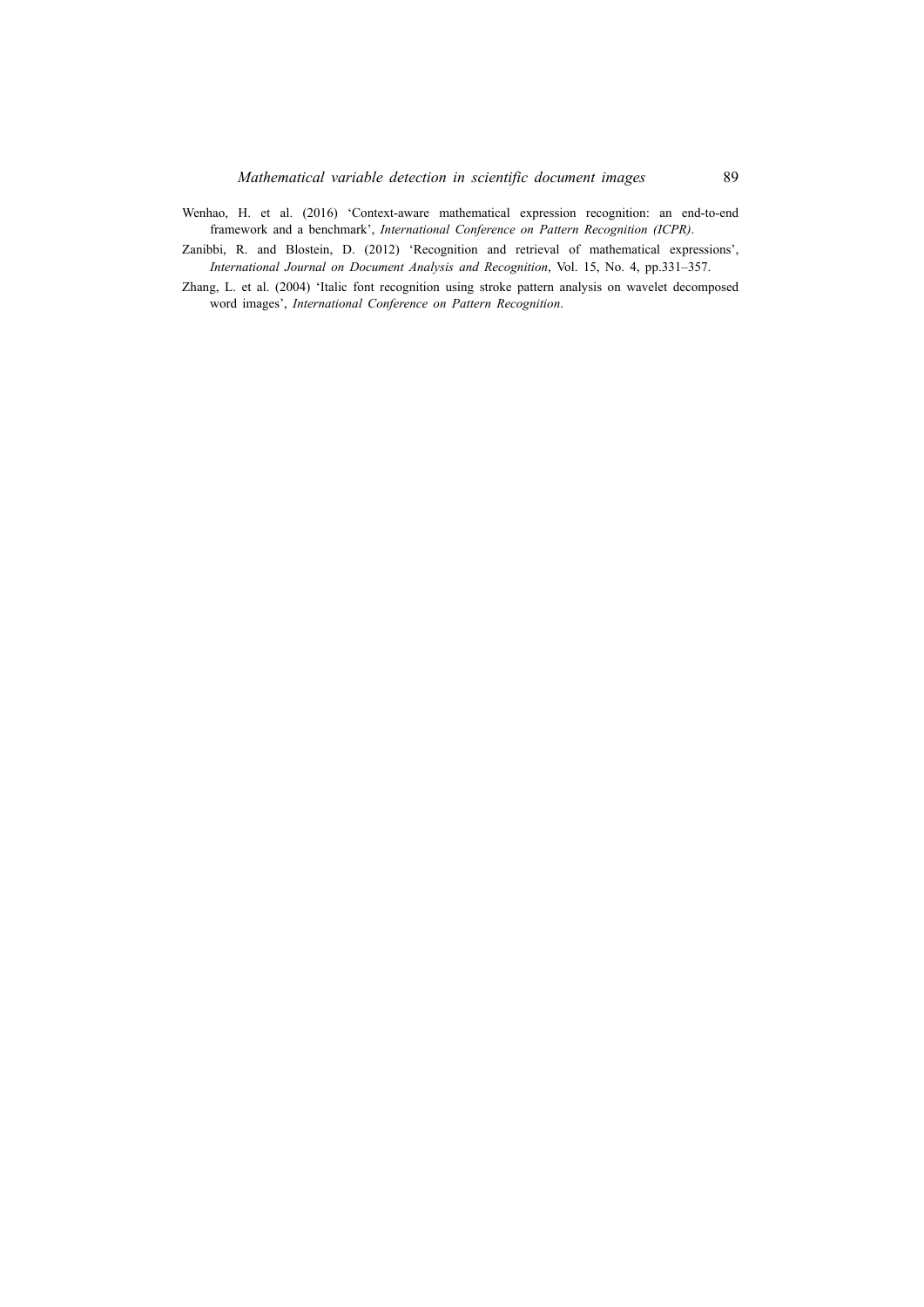Wenhao, H. et al. (2016) 'Context-aware mathematical expression recognition: an end-to-end framework and a benchmark', *International Conference on Pattern Recognition (ICPR)*.

Zanibbi, R. and Blostein, D. (2012) 'Recognition and retrieval of mathematical expressions', *International Journal on Document Analysis and Recognition*, Vol. 15, No. 4, pp.331–357.

Zhang, L. et al. (2004) 'Italic font recognition using stroke pattern analysis on wavelet decomposed word images', *International Conference on Pattern Recognition*.